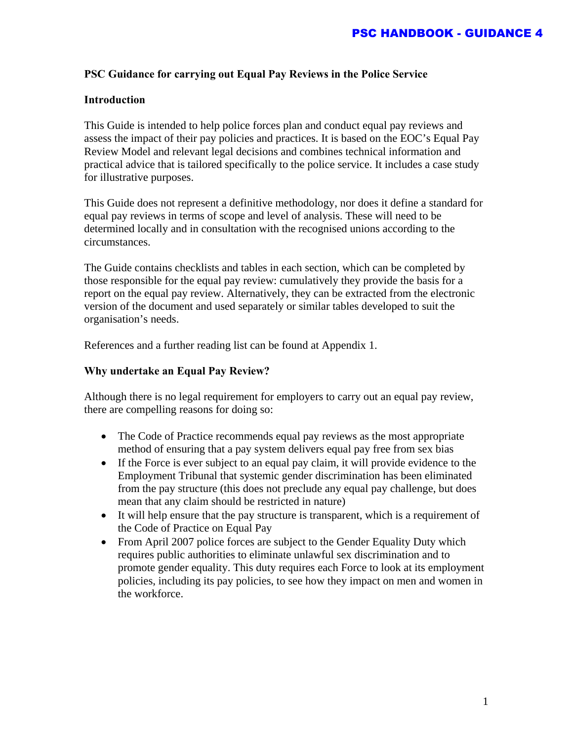# PSC Guidance for carrying out Equal Pay Reviews in the Police Service

## Introduction

This Guide is intended to help police forces plan and conduct equal pay reviews and assess the impact of their pay policies and practices. It is based on the EOC's Equal Pay Review Model and relevant legal decisions and combines technical information and practical advice that is tailored specifically to the police service. It includes a case study for illustrative purposes.

This Guide does not represent a definitive methodology, nor does it define a standard for equal pay reviews in terms of scope and level of analysis. These will need to be determined locally and in consultation with the recognised unions according to the circumstances.

The Guide contains checklists and tables in each section, which can be completed by those responsible for the equal pay review: cumulatively they provide the basis for a report on the equal pay review. Alternatively, they can be extracted from the electronic version of the document and used separately or similar tables developed to suit the organisation's needs.

References and a further reading list can be found at Appendix 1.

## Why undertake an Equal Pay Review?

Although there is no legal requirement for employers to carry out an equal pay review, there are compelling reasons for doing so:

- The Code of Practice recommends equal pay reviews as the most appropriate method of ensuring that a pay system delivers equal pay free from sex bias
- If the Force is ever subject to an equal pay claim, it will provide evidence to the Employment Tribunal that systemic gender discrimination has been eliminated from the pay structure (this does not preclude any equal pay challenge, but does mean that any claim should be restricted in nature)
- It will help ensure that the pay structure is transparent, which is a requirement of the Code of Practice on Equal Pay
- From April 2007 police forces are subject to the Gender Equality Duty which requires public authorities to eliminate unlawful sex discrimination and to promote gender equality. This duty requires each Force to look at its employment policies, including its pay policies, to see how they impact on men and women in the workforce.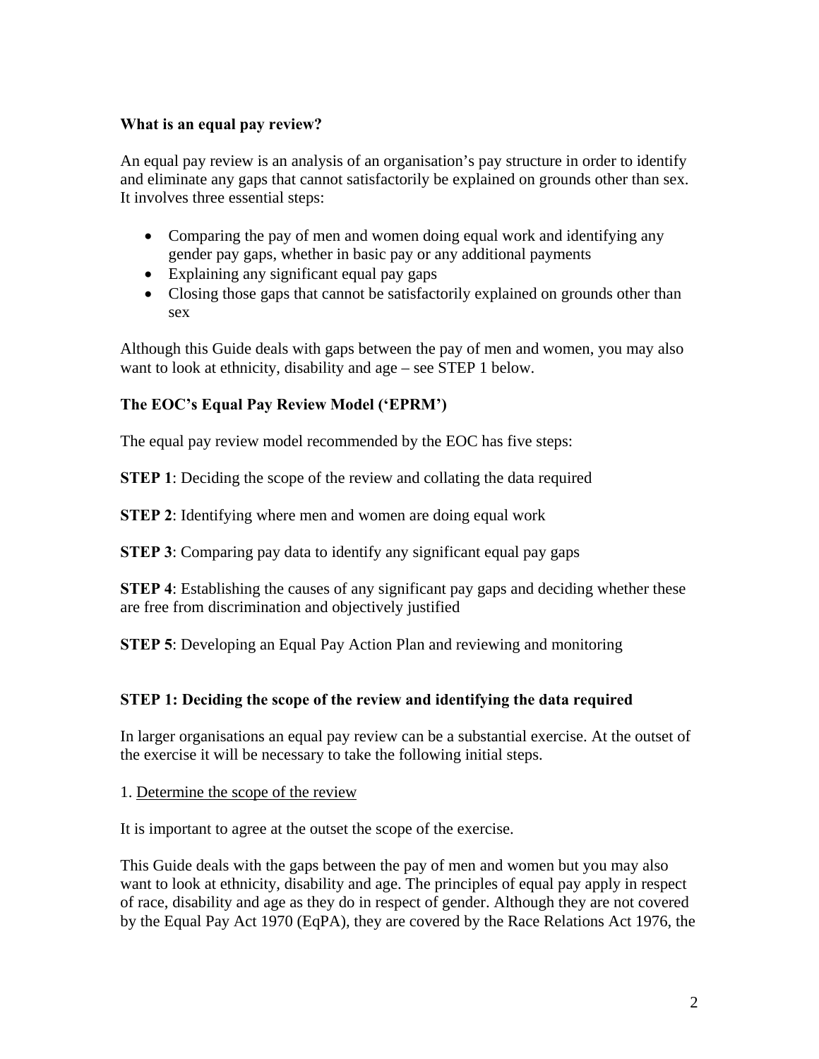**What is an equal pay review?**

An equal pay review is an analysis of an organisation's pay structure in order to identify and eliminate any gaps that cannot satisfactorily be explained on grounds other than sex. It involves three essential steps:

- Comparing the pay of men and women doing equal work and identifying any gender pay gaps, whether in basic pay or any additional payments
- Explaining any significant equal pay gaps
- Closing those gaps that cannot be satisfactorily explained on grounds other than sex

Although this Guide deals with gaps between the pay of men and women, you may also want to look at ethnicity, disability and age – see STEP 1 below.

**The EOC's Equal Pay Review Model ('EPRM')**

The equal pay review model recommended by the EOC has five steps:

**STEP 1**: Deciding the scope of the review and collating the data required

**STEP 2**: Identifying where men and women are doing equal work

**STEP 3**: Comparing pay data to identify any significant equal pay gaps

**STEP 4**: Establishing the causes of any significant pay gaps and deciding whether these are free from discrimination and objectively justified

**STEP 5**: Developing an Equal Pay Action Plan and reviewing and monitoring

**STEP 1: Deciding the scope of the review and identifying the data required**

In larger organisations an equal pay review can be a substantial exercise. At the outset of the exercise it will be necessary to take the following initial steps.

1. Determine the scope of the review

It is important to agree at the outset the scope of the exercise.

This Guide deals with the gaps between the pay of men and women but you may also want to look at ethnicity, disability and age. The principles of equal pay apply in respect of race, disability and age as they do in respect of gender. Although they are not covered by the Equal Pay Act 1970 (EqPA), they are covered by the Race Relations Act 1976, the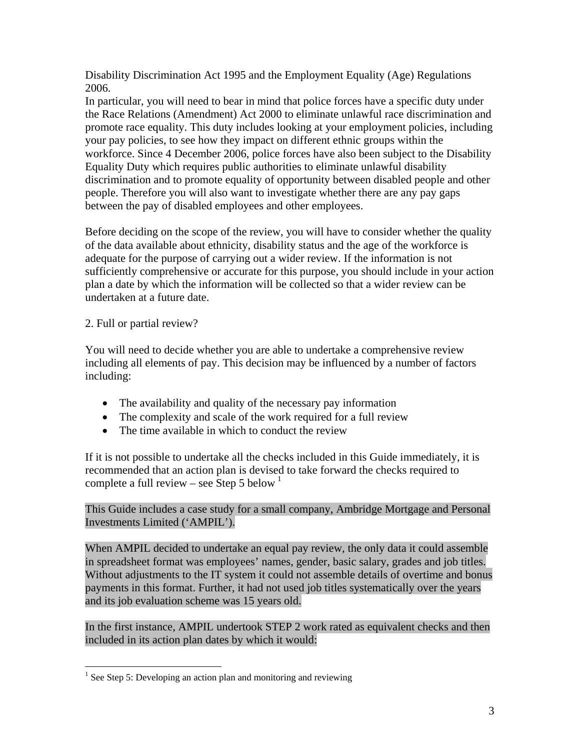Disability Discrimination Act 1995 and the Employment Equality (Age) Regulations 2006.

In particular, you will need to bear in mind that police forces have a specific duty under the Race Relations (Amendment) Act 2000 to eliminate unlawful race discrimination and promote race equality. This duty includes looking at your employment policies, including your pay policies, to see how they impact on different ethnic groups within the workforce. Since 4 December 2006, police forces have also been subject to the Disability Equality Duty which requires public authorities to eliminate unlawful disability discrimination and to promote equality of opportunity between disabled people and other people. Therefore you will also want to investigate whether there are any pay gaps between the pay of disabled employees and other employees.

Before deciding on the scope of the review, you will have to consider whether the quality of the data available about ethnicity, disability status and the age of the workforce is adequate for the purpose of carrying out a wider review. If the information is not sufficiently comprehensive or accurate for this purpose, you should include in your action plan a date by which the information will be collected so that a wider review can be undertaken at a future date.

2. Full or partial review?

You will need to decide whether you are able to undertake a comprehensive review including all elements of pay. This decision may be influenced by a number of factors including:

- The availability and quality of the necessary pay information
- The complexity and scale of the work required for a full review
- The time available in which to conduct the review

If it is not possible to undertake all the checks included in this Guide immediately, it is recommended that an action plan is devised to take forward the checks required to complete a full review – see Step 5 below [1]

This Guide includes a case study for a small company, Ambridge Mortgage and Personal Investments Limited ('AMPIL').

When AMPIL decided to undertake an equal pay review, the only data it could assemble in spreadsheet format was employees' names, gender, basic salary, grades and job titles. Without adjustments to the IT system it could not assemble details of overtime and bonus payments in this format. Further, it had not used job titles systematically over the years and its job evaluation scheme was 15 years old.

In the first instance, AMPIL undertook STEP 2 work rated as equivalent checks and then included in its action plan dates by which it would:

[1] See Step 5: Developing an action plan and monitoring and reviewing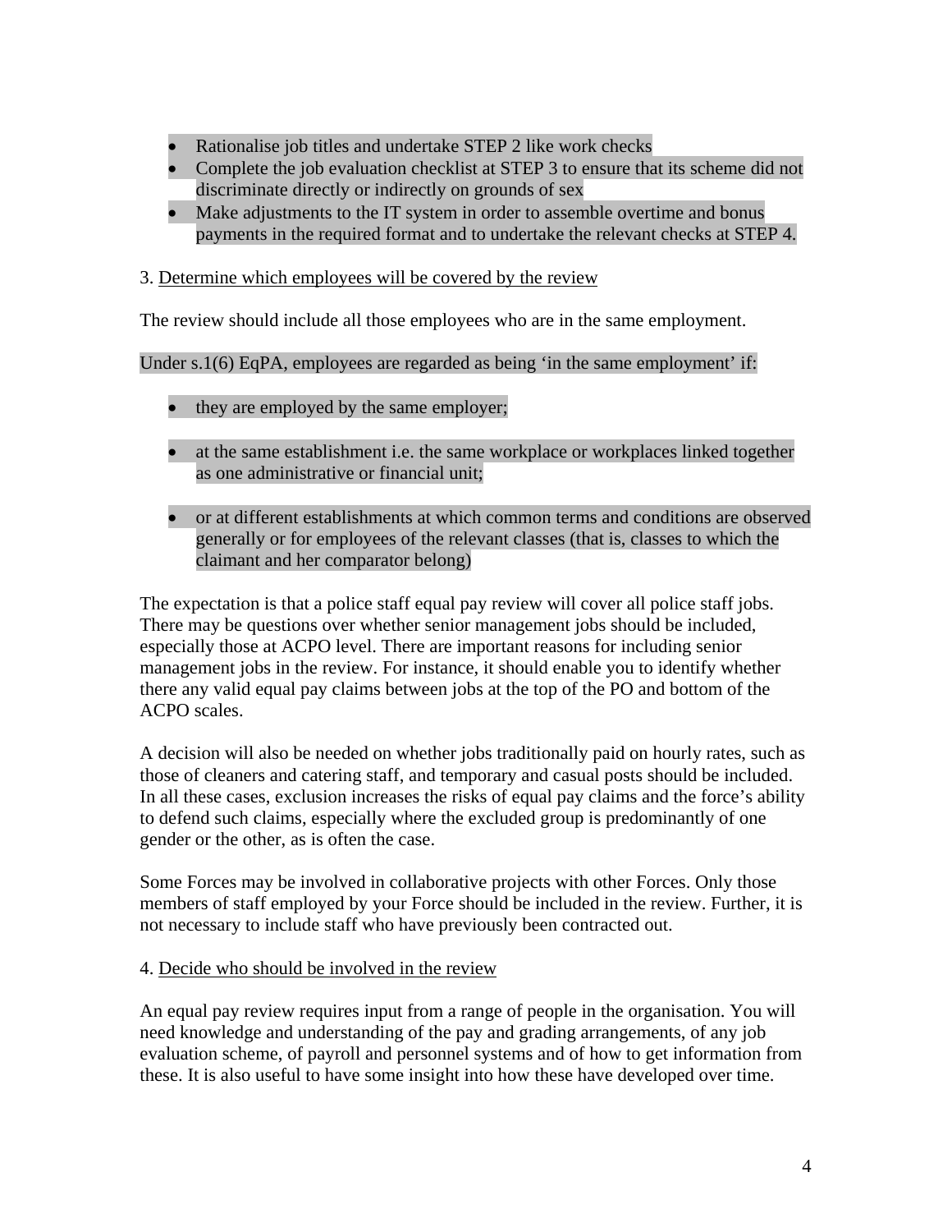- Rationalise job titles and undertake STEP 2 like work checks
- Complete the job evaluation checklist at STEP 3 to ensure that its scheme did not discriminate directly or indirectly on grounds of sex
- Make adjustments to the IT system in order to assemble overtime and bonus payments in the required format and to undertake the relevant checks at STEP 4.

3. <u>Determine which employees will be covered by the review</u>

The review should include all those employees who are in the same employment.

Under s.1(6) EqPA, employees are regarded as being 'in the same employment' if:

- they are employed by the same employer;

- at the same establishment i.e. the same workplace or workplaces linked together as one administrative or financial unit;

- or at different establishments at which common terms and conditions are observed generally or for employees of the relevant classes (that is, classes to which the claimant and her comparator belong)

The expectation is that a police staff equal pay review will cover all police staff jobs. There may be questions over whether senior management jobs should be included, especially those at ACPO level. There are important reasons for including senior management jobs in the review. For instance, it should enable you to identify whether there any valid equal pay claims between jobs at the top of the PO and bottom of the ACPO scales.

A decision will also be needed on whether jobs traditionally paid on hourly rates, such as those of cleaners and catering staff, and temporary and casual posts should be included. In all these cases, exclusion increases the risks of equal pay claims and the force's ability to defend such claims, especially where the excluded group is predominantly of one gender or the other, as is often the case.

Some Forces may be involved in collaborative projects with other Forces. Only those members of staff employed by your Force should be included in the review. Further, it is not necessary to include staff who have previously been contracted out.

4. <u>Decide who should be involved in the review</u>

An equal pay review requires input from a range of people in the organisation. You will need knowledge and understanding of the pay and grading arrangements, of any job evaluation scheme, of payroll and personnel systems and of how to get information from these. It is also useful to have some insight into how these have developed over time.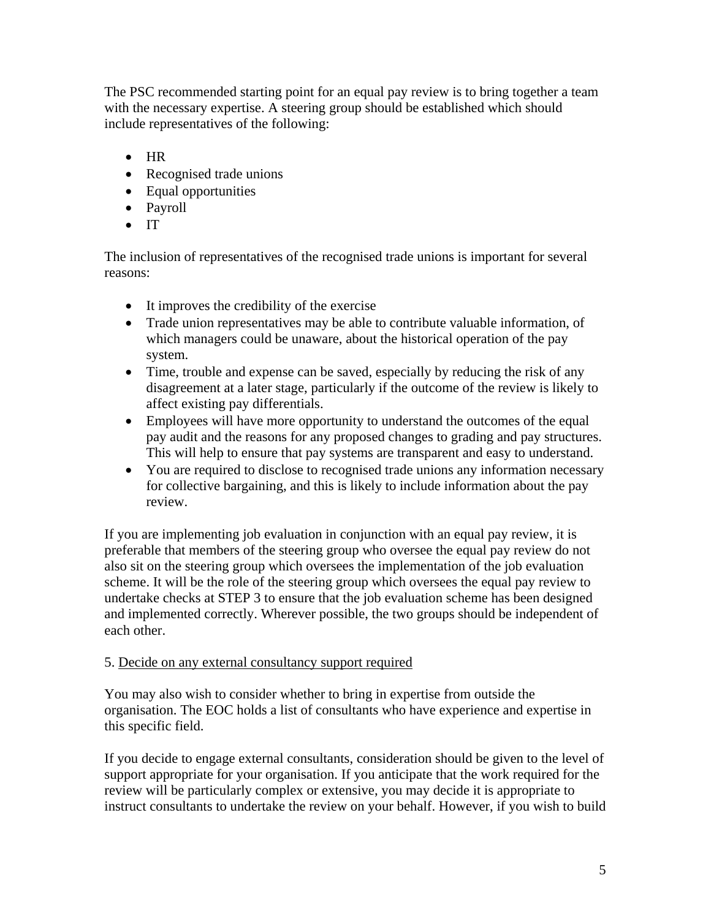The PSC recommended starting point for an equal pay review is to bring together a team with the necessary expertise. A steering group should be established which should include representatives of the following:

- HR
- Recognised trade unions
- Equal opportunities
- Payroll
- IT

The inclusion of representatives of the recognised trade unions is important for several reasons:

- It improves the credibility of the exercise
- Trade union representatives may be able to contribute valuable information, of which managers could be unaware, about the historical operation of the pay system.
- Time, trouble and expense can be saved, especially by reducing the risk of any disagreement at a later stage, particularly if the outcome of the review is likely to affect existing pay differentials.
- Employees will have more opportunity to understand the outcomes of the equal pay audit and the reasons for any proposed changes to grading and pay structures. This will help to ensure that pay systems are transparent and easy to understand.
- You are required to disclose to recognised trade unions any information necessary for collective bargaining, and this is likely to include information about the pay review.

If you are implementing job evaluation in conjunction with an equal pay review, it is preferable that members of the steering group who oversee the equal pay review do not also sit on the steering group which oversees the implementation of the job evaluation scheme. It will be the role of the steering group which oversees the equal pay review to undertake checks at STEP 3 to ensure that the job evaluation scheme has been designed and implemented correctly. Wherever possible, the two groups should be independent of each other.

5. <u>Decide on any external consultancy support required</u>

You may also wish to consider whether to bring in expertise from outside the organisation. The EOC holds a list of consultants who have experience and expertise in this specific field.

If you decide to engage external consultants, consideration should be given to the level of support appropriate for your organisation. If you anticipate that the work required for the review will be particularly complex or extensive, you may decide it is appropriate to instruct consultants to undertake the review on your behalf. However, if you wish to build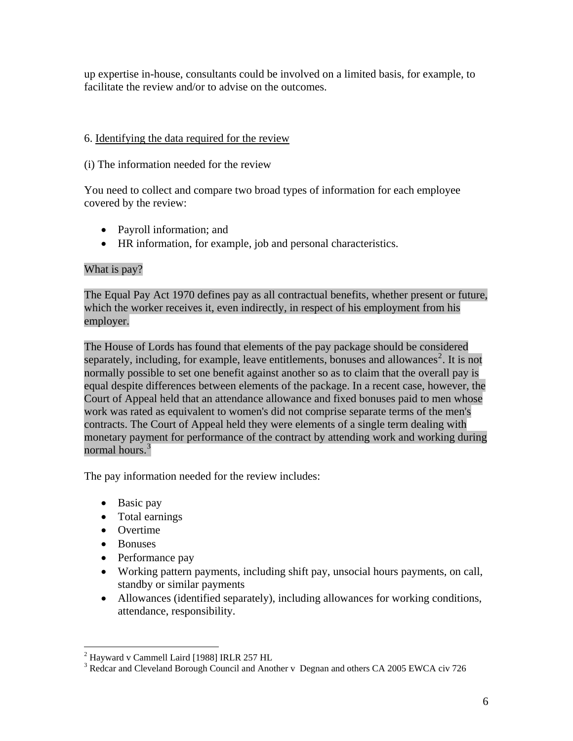up expertise in-house, consultants could be involved on a limited basis, for example, to facilitate the review and/or to advise on the outcomes.

## 6. Identifying the data required for the review

### (i) The information needed for the review

You need to collect and compare two broad types of information for each employee covered by the review:

- Payroll information; and
- HR information, for example, job and personal characteristics.

What is pay?

The Equal Pay Act 1970 defines pay as all contractual benefits, whether present or future, which the worker receives it, even indirectly, in respect of his employment from his employer.

The House of Lords has found that elements of the pay package should be considered separately, including, for example, leave entitlements, bonuses and allowances[2]. It is not normally possible to set one benefit against another so as to claim that the overall pay is equal despite differences between elements of the package. In a recent case, however, the Court of Appeal held that an attendance allowance and fixed bonuses paid to men whose work was rated as equivalent to women's did not comprise separate terms of the men's contracts. The Court of Appeal held they were elements of a single term dealing with monetary payment for performance of the contract by attending work and working during normal hours.[3]

The pay information needed for the review includes:

- Basic pay
- Total earnings
- Overtime
- Bonuses
- Performance pay
- Working pattern payments, including shift pay, unsocial hours payments, on call, standby or similar payments
- Allowances (identified separately), including allowances for working conditions, attendance, responsibility.

[2] Hayward v Cammell Laird [1988] IRLR 257 HL

[3] Redcar and Cleveland Borough Council and Another v Degnan and others CA 2005 EWCA civ 726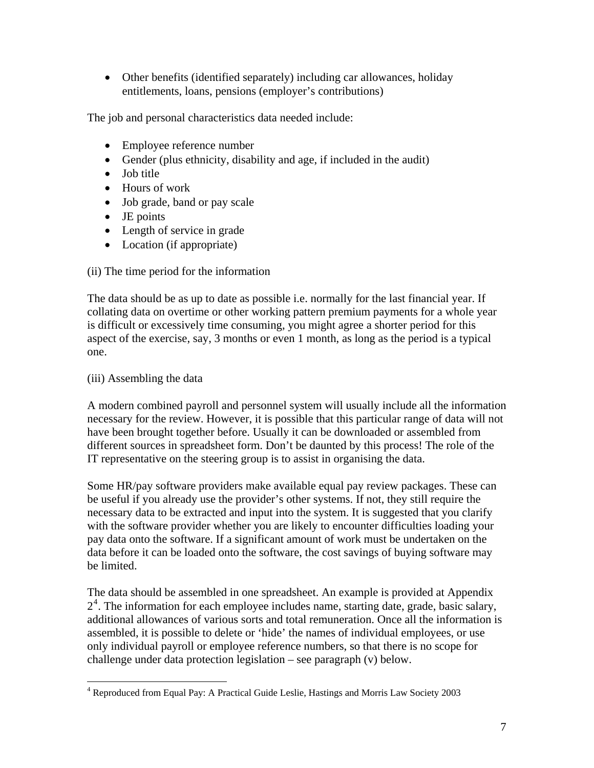- Other benefits (identified separately) including car allowances, holiday entitlements, loans, pensions (employer's contributions)

The job and personal characteristics data needed include:

- Employee reference number
- Gender (plus ethnicity, disability and age, if included in the audit)
- Job title
- Hours of work
- Job grade, band or pay scale
- JE points
- Length of service in grade
- Location (if appropriate)

(ii) The time period for the information

The data should be as up to date as possible i.e. normally for the last financial year. If collating data on overtime or other working pattern premium payments for a whole year is difficult or excessively time consuming, you might agree a shorter period for this aspect of the exercise, say, 3 months or even 1 month, as long as the period is a typical one.

(iii) Assembling the data

A modern combined payroll and personnel system will usually include all the information necessary for the review. However, it is possible that this particular range of data will not have been brought together before. Usually it can be downloaded or assembled from different sources in spreadsheet form. Don't be daunted by this process! The role of the IT representative on the steering group is to assist in organising the data.

Some HR/pay software providers make available equal pay review packages. These can be useful if you already use the provider's other systems. If not, they still require the necessary data to be extracted and input into the system. It is suggested that you clarify with the software provider whether you are likely to encounter difficulties loading your pay data onto the software. If a significant amount of work must be undertaken on the data before it can be loaded onto the software, the cost savings of buying software may be limited.

The data should be assembled in one spreadsheet. An example is provided at Appendix 2[4]. The information for each employee includes name, starting date, grade, basic salary, additional allowances of various sorts and total remuneration. Once all the information is assembled, it is possible to delete or 'hide' the names of individual employees, or use only individual payroll or employee reference numbers, so that there is no scope for challenge under data protection legislation – see paragraph (v) below.

[4] Reproduced from Equal Pay: A Practical Guide Leslie, Hastings and Morris Law Society 2003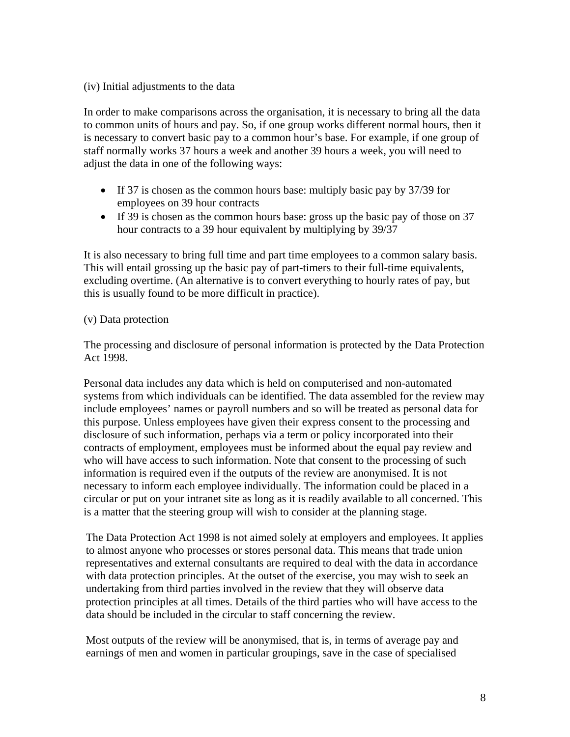(iv) Initial adjustments to the data

In order to make comparisons across the organisation, it is necessary to bring all the data to common units of hours and pay. So, if one group works different normal hours, then it is necessary to convert basic pay to a common hour's base. For example, if one group of staff normally works 37 hours a week and another 39 hours a week, you will need to adjust the data in one of the following ways:

- If 37 is chosen as the common hours base: multiply basic pay by 37/39 for employees on 39 hour contracts
- If 39 is chosen as the common hours base: gross up the basic pay of those on 37 hour contracts to a 39 hour equivalent by multiplying by 39/37

It is also necessary to bring full time and part time employees to a common salary basis. This will entail grossing up the basic pay of part-timers to their full-time equivalents, excluding overtime. (An alternative is to convert everything to hourly rates of pay, but this is usually found to be more difficult in practice).

(v) Data protection

The processing and disclosure of personal information is protected by the Data Protection Act 1998.

Personal data includes any data which is held on computerised and non-automated systems from which individuals can be identified. The data assembled for the review may include employees' names or payroll numbers and so will be treated as personal data for this purpose. Unless employees have given their express consent to the processing and disclosure of such information, perhaps via a term or policy incorporated into their contracts of employment, employees must be informed about the equal pay review and who will have access to such information. Note that consent to the processing of such information is required even if the outputs of the review are anonymised. It is not necessary to inform each employee individually. The information could be placed in a circular or put on your intranet site as long as it is readily available to all concerned. This is a matter that the steering group will wish to consider at the planning stage.

The Data Protection Act 1998 is not aimed solely at employers and employees. It applies to almost anyone who processes or stores personal data. This means that trade union representatives and external consultants are required to deal with the data in accordance with data protection principles. At the outset of the exercise, you may wish to seek an undertaking from third parties involved in the review that they will observe data protection principles at all times. Details of the third parties who will have access to the data should be included in the circular to staff concerning the review.

Most outputs of the review will be anonymised, that is, in terms of average pay and earnings of men and women in particular groupings, save in the case of specialised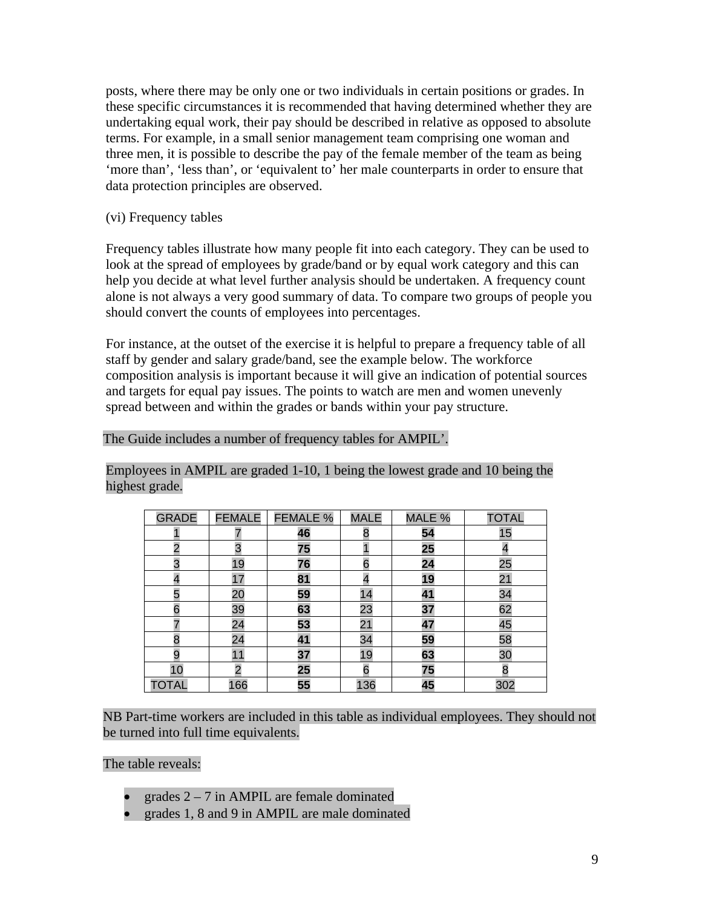posts, where there may be only one or two individuals in certain positions or grades. In these specific circumstances it is recommended that having determined whether they are undertaking equal work, their pay should be described in relative as opposed to absolute terms. For example, in a small senior management team comprising one woman and three men, it is possible to describe the pay of the female member of the team as being 'more than', 'less than', or 'equivalent to' her male counterparts in order to ensure that data protection principles are observed.

(vi) Frequency tables

Frequency tables illustrate how many people fit into each category. They can be used to look at the spread of employees by grade/band or by equal work category and this can help you decide at what level further analysis should be undertaken. A frequency count alone is not always a very good summary of data. To compare two groups of people you should convert the counts of employees into percentages.

For instance, at the outset of the exercise it is helpful to prepare a frequency table of all staff by gender and salary grade/band, see the example below. The workforce composition analysis is important because it will give an indication of potential sources and targets for equal pay issues. The points to watch are men and women unevenly spread between and within the grades or bands within your pay structure.

The Guide includes a number of frequency tables for AMPIL'.

Employees in AMPIL are graded 1-10, 1 being the lowest grade and 10 being the highest grade.

| GRADE | FEMALE | FEMALE % | MALE | MALE % | TOTAL |
|---|---|---|---|---|---|
| 1 | 7 | **46** | 8 | **54** | 15 |
| 2 | 3 | **75** | 1 | **25** | 4 |
| 3 | 19 | **76** | 6 | **24** | 25 |
| 4 | 17 | **81** | 4 | **19** | 21 |
| 5 | 20 | **59** | 14 | **41** | 34 |
| 6 | 39 | **63** | 23 | **37** | 62 |
| 7 | 24 | **53** | 21 | **47** | 45 |
| 8 | 24 | **41** | 34 | **59** | 58 |
| 9 | 11 | **37** | 19 | **63** | 30 |
| 10 | 2 | **25** | 6 | **75** | 8 |
| TOTAL | 166 | **55** | 136 | **45** | 302 |

NB Part-time workers are included in this table as individual employees. They should not be turned into full time equivalents.

The table reveals:

- grades 2 – 7 in AMPIL are female dominated
- grades 1, 8 and 9 in AMPIL are male dominated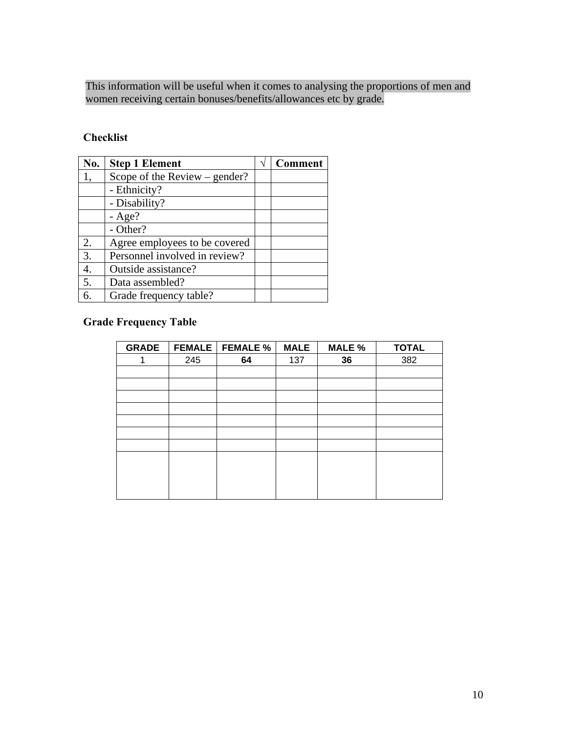This information will be useful when it comes to analysing the proportions of men and women receiving certain bonuses/benefits/allowances etc by grade.

### Checklist

| No. | Step 1 Element | √ | Comment |
|---|---|---|---|
| 1, | Scope of the Review – gender? | | |
| | - Ethnicity? | | |
| | - Disability? | | |
| | - Age? | | |
| | - Other? | | |
| 2. | Agree employees to be covered | | |
| 3. | Personnel involved in review? | | |
| 4. | Outside assistance? | | |
| 5. | Data assembled? | | |
| 6. | Grade frequency table? | | |

### Grade Frequency Table

| GRADE | FEMALE | FEMALE % | MALE | MALE % | TOTAL |
|---|---|---|---|---|---|
| 1 | 245 | **64** | 137 | **36** | 382 |
| | | | | | |
| | | | | | |
| | | | | | |
| | | | | | |
| | | | | | |
| | | | | | |
| | | | | | |
| | | | | | |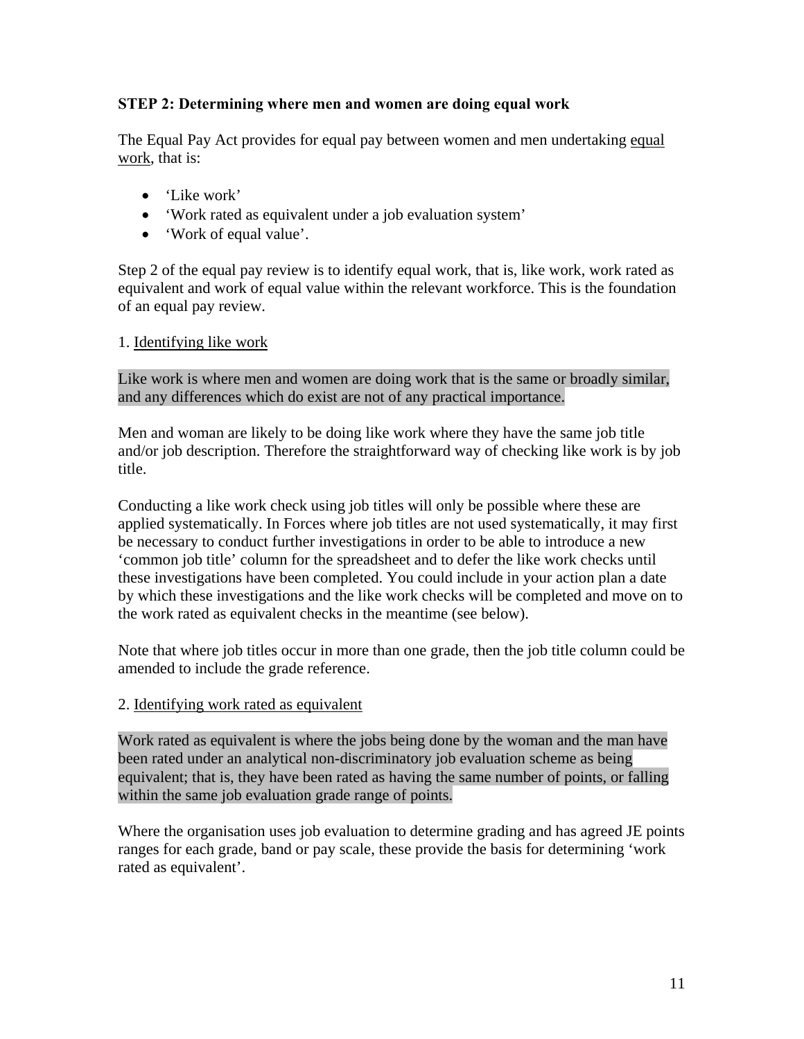**STEP 2: Determining where men and women are doing equal work**

The Equal Pay Act provides for equal pay between women and men undertaking equal work, that is:

- 'Like work'
- 'Work rated as equivalent under a job evaluation system'
- 'Work of equal value'.

Step 2 of the equal pay review is to identify equal work, that is, like work, work rated as equivalent and work of equal value within the relevant workforce. This is the foundation of an equal pay review.

1. Identifying like work

Like work is where men and women are doing work that is the same or broadly similar, and any differences which do exist are not of any practical importance.

Men and woman are likely to be doing like work where they have the same job title and/or job description. Therefore the straightforward way of checking like work is by job title.

Conducting a like work check using job titles will only be possible where these are applied systematically. In Forces where job titles are not used systematically, it may first be necessary to conduct further investigations in order to be able to introduce a new 'common job title' column for the spreadsheet and to defer the like work checks until these investigations have been completed. You could include in your action plan a date by which these investigations and the like work checks will be completed and move on to the work rated as equivalent checks in the meantime (see below).

Note that where job titles occur in more than one grade, then the job title column could be amended to include the grade reference.

2. Identifying work rated as equivalent

Work rated as equivalent is where the jobs being done by the woman and the man have been rated under an analytical non-discriminatory job evaluation scheme as being equivalent; that is, they have been rated as having the same number of points, or falling within the same job evaluation grade range of points.

Where the organisation uses job evaluation to determine grading and has agreed JE points ranges for each grade, band or pay scale, these provide the basis for determining 'work rated as equivalent'.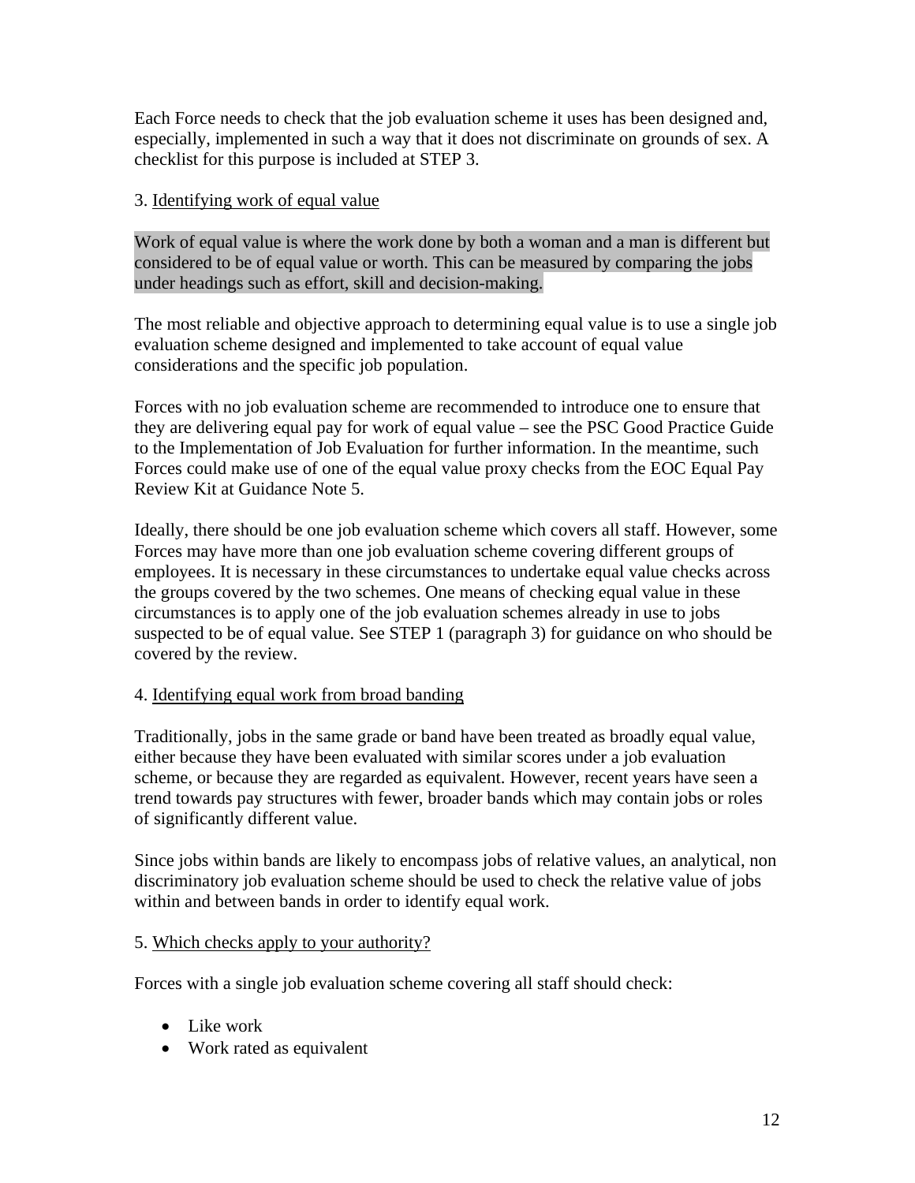Each Force needs to check that the job evaluation scheme it uses has been designed and, especially, implemented in such a way that it does not discriminate on grounds of sex. A checklist for this purpose is included at STEP 3.

3. Identifying work of equal value

Work of equal value is where the work done by both a woman and a man is different but considered to be of equal value or worth. This can be measured by comparing the jobs under headings such as effort, skill and decision-making.

The most reliable and objective approach to determining equal value is to use a single job evaluation scheme designed and implemented to take account of equal value considerations and the specific job population.

Forces with no job evaluation scheme are recommended to introduce one to ensure that they are delivering equal pay for work of equal value – see the PSC Good Practice Guide to the Implementation of Job Evaluation for further information. In the meantime, such Forces could make use of one of the equal value proxy checks from the EOC Equal Pay Review Kit at Guidance Note 5.

Ideally, there should be one job evaluation scheme which covers all staff. However, some Forces may have more than one job evaluation scheme covering different groups of employees. It is necessary in these circumstances to undertake equal value checks across the groups covered by the two schemes. One means of checking equal value in these circumstances is to apply one of the job evaluation schemes already in use to jobs suspected to be of equal value. See STEP 1 (paragraph 3) for guidance on who should be covered by the review.

4. Identifying equal work from broad banding

Traditionally, jobs in the same grade or band have been treated as broadly equal value, either because they have been evaluated with similar scores under a job evaluation scheme, or because they are regarded as equivalent. However, recent years have seen a trend towards pay structures with fewer, broader bands which may contain jobs or roles of significantly different value.

Since jobs within bands are likely to encompass jobs of relative values, an analytical, non discriminatory job evaluation scheme should be used to check the relative value of jobs within and between bands in order to identify equal work.

5. Which checks apply to your authority?

Forces with a single job evaluation scheme covering all staff should check:

- Like work
- Work rated as equivalent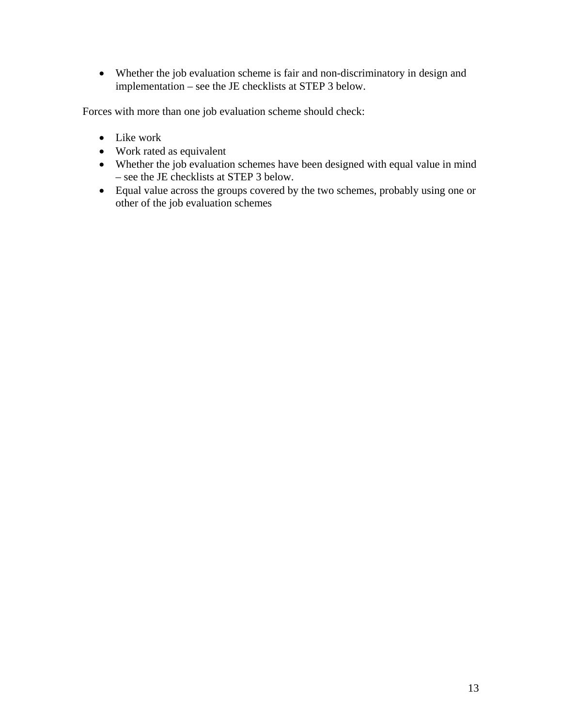- Whether the job evaluation scheme is fair and non-discriminatory in design and implementation – see the JE checklists at STEP 3 below.

Forces with more than one job evaluation scheme should check:

- Like work
- Work rated as equivalent
- Whether the job evaluation schemes have been designed with equal value in mind – see the JE checklists at STEP 3 below.
- Equal value across the groups covered by the two schemes, probably using one or other of the job evaluation schemes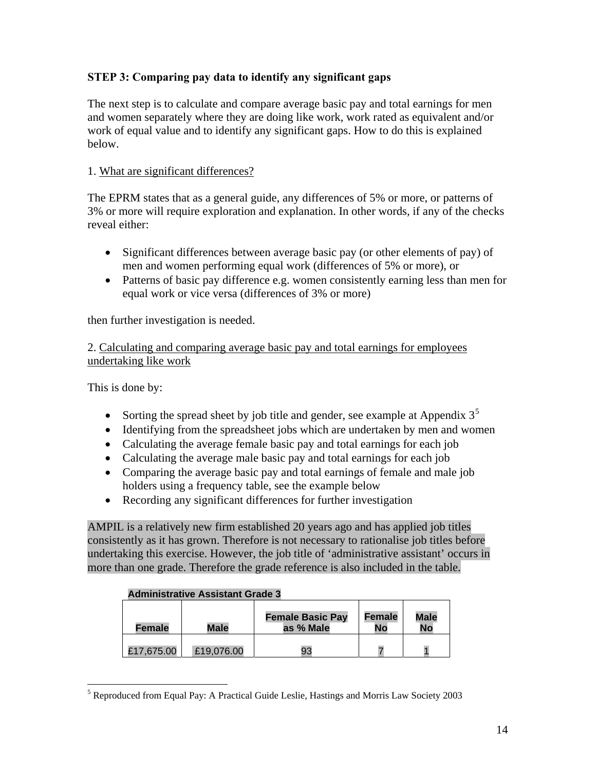**STEP 3: Comparing pay data to identify any significant gaps**

The next step is to calculate and compare average basic pay and total earnings for men and women separately where they are doing like work, work rated as equivalent and/or work of equal value and to identify any significant gaps. How to do this is explained below.

1. What are significant differences?

The EPRM states that as a general guide, any differences of 5% or more, or patterns of 3% or more will require exploration and explanation. In other words, if any of the checks reveal either:

- Significant differences between average basic pay (or other elements of pay) of men and women performing equal work (differences of 5% or more), or
- Patterns of basic pay difference e.g. women consistently earning less than men for equal work or vice versa (differences of 3% or more)

then further investigation is needed.

2. Calculating and comparing average basic pay and total earnings for employees undertaking like work

This is done by:

- Sorting the spread sheet by job title and gender, see example at Appendix 3[5]
- Identifying from the spreadsheet jobs which are undertaken by men and women
- Calculating the average female basic pay and total earnings for each job
- Calculating the average male basic pay and total earnings for each job
- Comparing the average basic pay and total earnings of female and male job holders using a frequency table, see the example below
- Recording any significant differences for further investigation

AMPIL is a relatively new firm established 20 years ago and has applied job titles consistently as it has grown. Therefore is not necessary to rationalise job titles before undertaking this exercise. However, the job title of 'administrative assistant' occurs in more than one grade. Therefore the grade reference is also included in the table.

**Administrative Assistant Grade 3**

| Female | Male | Female Basic Pay as % Male | Female No | Male No |
|---|---|---|---|---|
| £17,675.00 | £19,076.00 | 93 | 7 | 1 |

[5] Reproduced from Equal Pay: A Practical Guide Leslie, Hastings and Morris Law Society 2003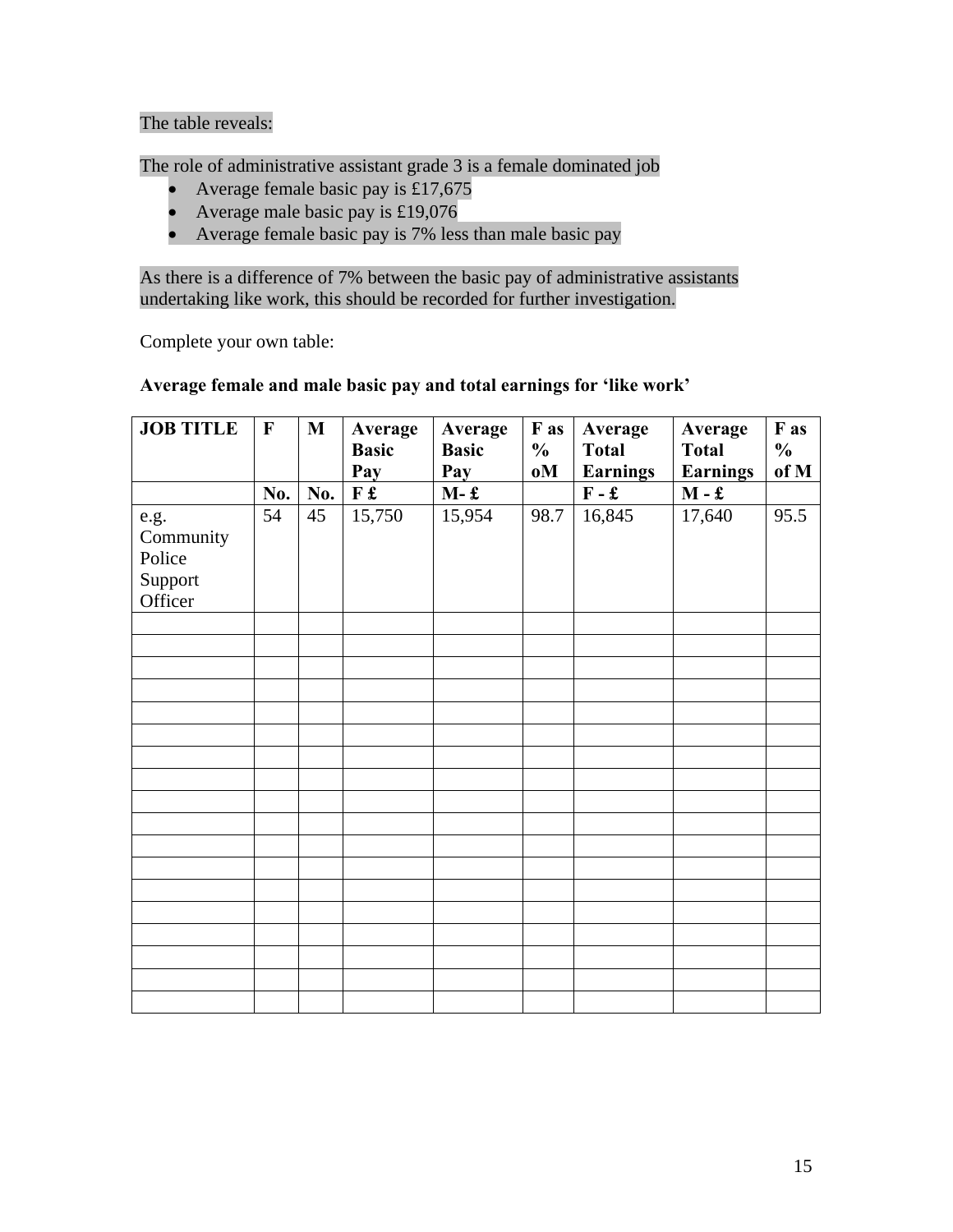The table reveals:

The role of administrative assistant grade 3 is a female dominated job

- Average female basic pay is £17,675
- Average male basic pay is £19,076
- Average female basic pay is 7% less than male basic pay

As there is a difference of 7% between the basic pay of administrative assistants undertaking like work, this should be recorded for further investigation.

Complete your own table:

**Average female and male basic pay and total earnings for 'like work'**

| JOB TITLE | F | M | Average Basic Pay | Average Basic Pay | F as % oM | Average Total Earnings | Average Total Earnings | F as % of M |
|---|---|---|---|---|---|---|---|---|
| | No. | No. | F £ | M- £ | | F - £ | M - £ | |
| e.g. Community Police Support Officer | 54 | 45 | 15,750 | 15,954 | 98.7 | 16,845 | 17,640 | 95.5 |
| | | | | | | | | |
| | | | | | | | | |
| | | | | | | | | |
| | | | | | | | | |
| | | | | | | | | |
| | | | | | | | | |
| | | | | | | | | |
| | | | | | | | | |
| | | | | | | | | |
| | | | | | | | | |
| | | | | | | | | |
| | | | | | | | | |
| | | | | | | | | |
| | | | | | | | | |
| | | | | | | | | |
| | | | | | | | | |
| | | | | | | | | |
| | | | | | | | | |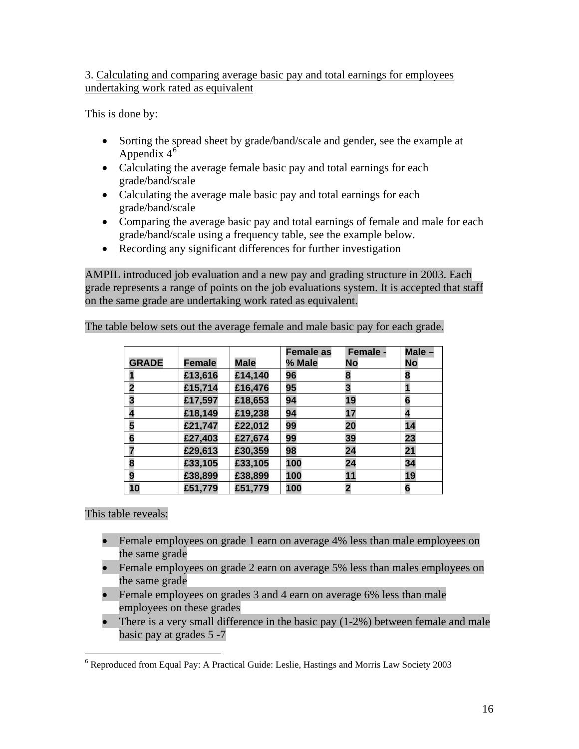3. Calculating and comparing average basic pay and total earnings for employees undertaking work rated as equivalent

This is done by:

- Sorting the spread sheet by grade/band/scale and gender, see the example at Appendix 4[6]
- Calculating the average female basic pay and total earnings for each grade/band/scale
- Calculating the average male basic pay and total earnings for each grade/band/scale
- Comparing the average basic pay and total earnings of female and male for each grade/band/scale using a frequency table, see the example below.
- Recording any significant differences for further investigation

AMPIL introduced job evaluation and a new pay and grading structure in 2003. Each grade represents a range of points on the job evaluations system. It is accepted that staff on the same grade are undertaking work rated as equivalent.

The table below sets out the average female and male basic pay for each grade.

| GRADE | Female | Male | Female as % Male | Female - No | Male – No |
|---|---|---|---|---|---|
| 1 | £13,616 | £14,140 | 96 | 8 | 8 |
| 2 | £15,714 | £16,476 | 95 | 3 | 1 |
| 3 | £17,597 | £18,653 | 94 | 19 | 6 |
| 4 | £18,149 | £19,238 | 94 | 17 | 4 |
| 5 | £21,747 | £22,012 | 99 | 20 | 14 |
| 6 | £27,403 | £27,674 | 99 | 39 | 23 |
| 7 | £29,613 | £30,359 | 98 | 24 | 21 |
| 8 | £33,105 | £33,105 | 100 | 24 | 34 |
| 9 | £38,899 | £38,899 | 100 | 11 | 19 |
| 10 | £51,779 | £51,779 | 100 | 2 | 6 |

This table reveals:

- Female employees on grade 1 earn on average 4% less than male employees on the same grade
- Female employees on grade 2 earn on average 5% less than males employees on the same grade
- Female employees on grades 3 and 4 earn on average 6% less than male employees on these grades
- There is a very small difference in the basic pay (1-2%) between female and male basic pay at grades 5 -7

[6] Reproduced from Equal Pay: A Practical Guide: Leslie, Hastings and Morris Law Society 2003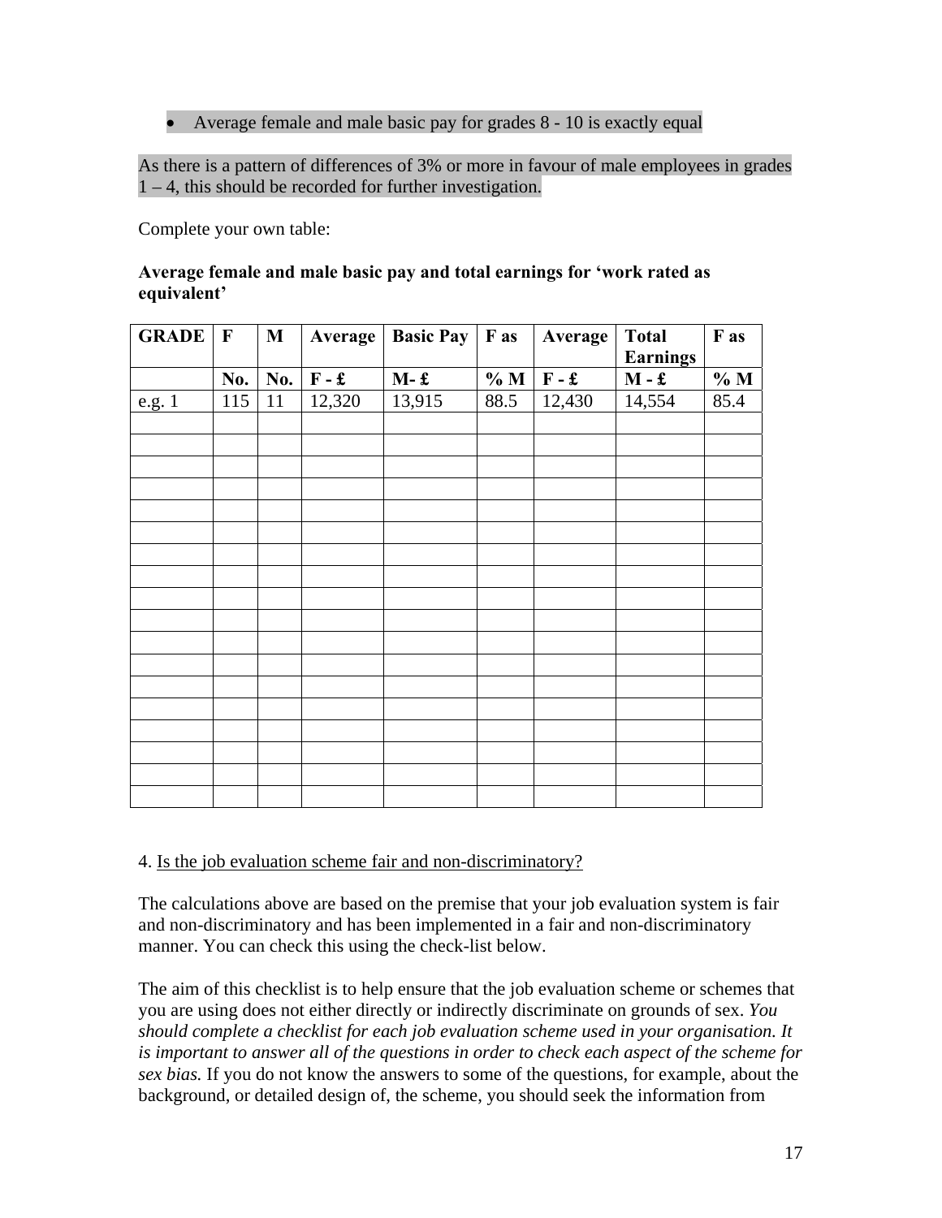- Average female and male basic pay for grades 8 - 10 is exactly equal

As there is a pattern of differences of 3% or more in favour of male employees in grades 1 – 4, this should be recorded for further investigation.

Complete your own table:

**Average female and male basic pay and total earnings for 'work rated as equivalent'**

| GRADE | F | M | Average | Basic Pay | F as | Average | Total Earnings | F as |
|---|---|---|---|---|---|---|---|---|
| | No. | No. | F - £ | M- £ | % M | F - £ | M - £ | % M |
| e.g. 1 | 115 | 11 | 12,320 | 13,915 | 88.5 | 12,430 | 14,554 | 85.4 |
| | | | | | | | | |
| | | | | | | | | |
| | | | | | | | | |
| | | | | | | | | |
| | | | | | | | | |
| | | | | | | | | |
| | | | | | | | | |
| | | | | | | | | |
| | | | | | | | | |
| | | | | | | | | |
| | | | | | | | | |
| | | | | | | | | |
| | | | | | | | | |
| | | | | | | | | |
| | | | | | | | | |
| | | | | | | | | |
| | | | | | | | | |

4. Is the job evaluation scheme fair and non-discriminatory?

The calculations above are based on the premise that your job evaluation system is fair and non-discriminatory and has been implemented in a fair and non-discriminatory manner. You can check this using the check-list below.

The aim of this checklist is to help ensure that the job evaluation scheme or schemes that you are using does not either directly or indirectly discriminate on grounds of sex. *You should complete a checklist for each job evaluation scheme used in your organisation. It is important to answer all of the questions in order to check each aspect of the scheme for sex bias.* If you do not know the answers to some of the questions, for example, about the background, or detailed design of, the scheme, you should seek the information from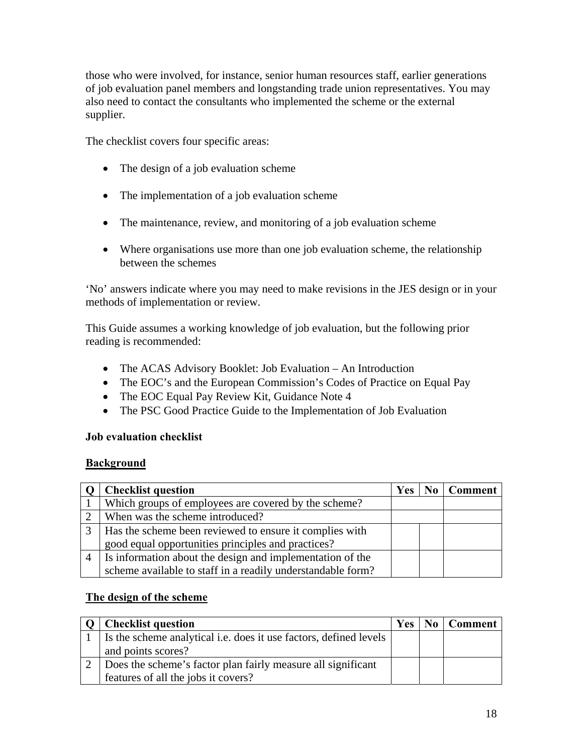those who were involved, for instance, senior human resources staff, earlier generations of job evaluation panel members and longstanding trade union representatives. You may also need to contact the consultants who implemented the scheme or the external supplier.

The checklist covers four specific areas:

- The design of a job evaluation scheme
- The implementation of a job evaluation scheme
- The maintenance, review, and monitoring of a job evaluation scheme
- Where organisations use more than one job evaluation scheme, the relationship between the schemes

'No' answers indicate where you may need to make revisions in the JES design or in your methods of implementation or review.

This Guide assumes a working knowledge of job evaluation, but the following prior reading is recommended:

- The ACAS Advisory Booklet: Job Evaluation – An Introduction
- The EOC's and the European Commission's Codes of Practice on Equal Pay
- The EOC Equal Pay Review Kit, Guidance Note 4
- The PSC Good Practice Guide to the Implementation of Job Evaluation

**Job evaluation checklist**

**Background**

| Q | Checklist question | Yes | No | Comment |
|---|---|---|---|---|
| 1 | Which groups of employees are covered by the scheme? | | | |
| 2 | When was the scheme introduced? | | | |
| 3 | Has the scheme been reviewed to ensure it complies with good equal opportunities principles and practices? | | | |
| 4 | Is information about the design and implementation of the scheme available to staff in a readily understandable form? | | | |

**The design of the scheme**

| Q | Checklist question | Yes | No | Comment |
|---|---|---|---|---|
| 1 | Is the scheme analytical i.e. does it use factors, defined levels and points scores? | | | |
| 2 | Does the scheme's factor plan fairly measure all significant features of all the jobs it covers? | | | |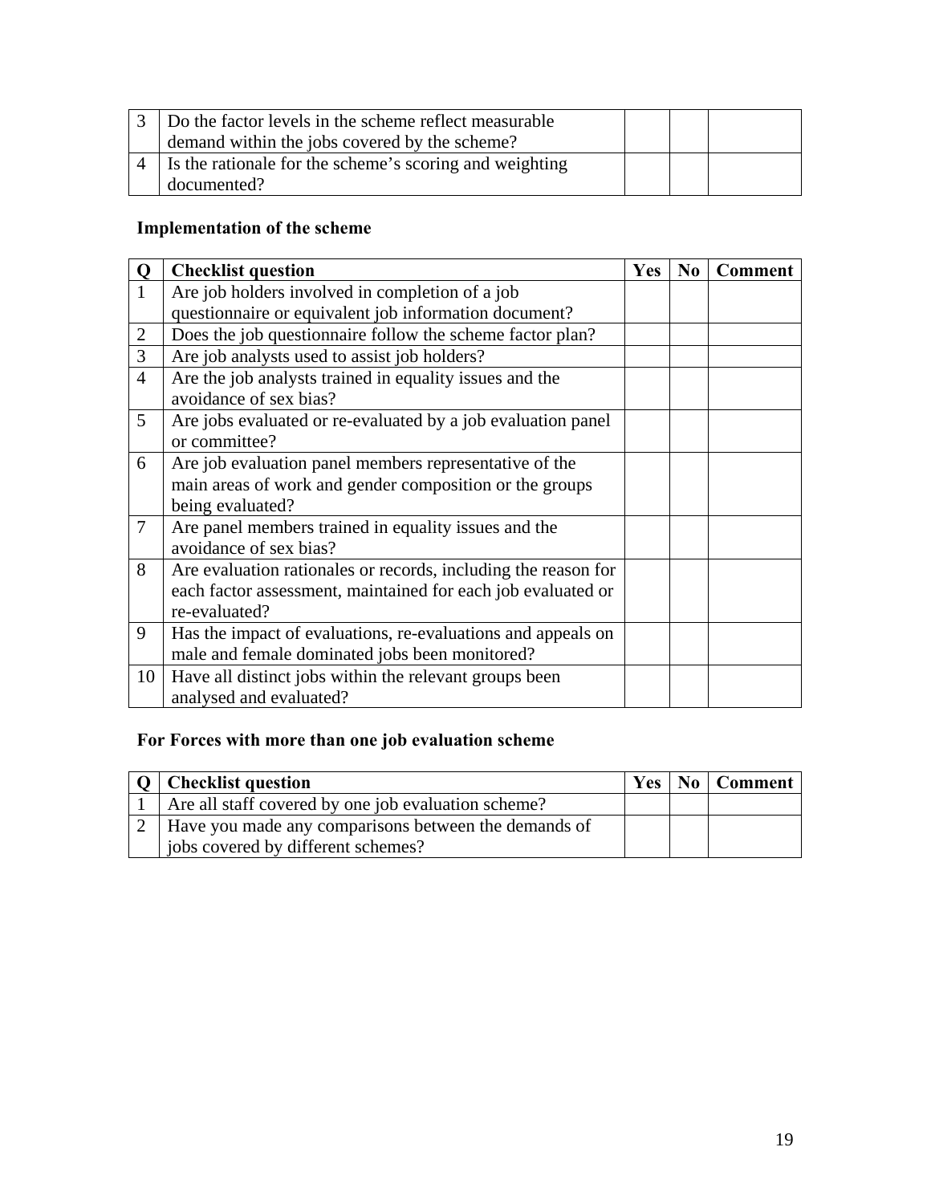| Q | Checklist question | Yes | No | Comment |
|---|---|---|---|---|
| 3 | Do the factor levels in the scheme reflect measurable demand within the jobs covered by the scheme? | | | |
| 4 | Is the rationale for the scheme's scoring and weighting documented? | | | |

**Implementation of the scheme**

| Q | Checklist question | Yes | No | Comment |
|---|---|---|---|---|
| 1 | Are job holders involved in completion of a job questionnaire or equivalent job information document? | | | |
| 2 | Does the job questionnaire follow the scheme factor plan? | | | |
| 3 | Are job analysts used to assist job holders? | | | |
| 4 | Are the job analysts trained in equality issues and the avoidance of sex bias? | | | |
| 5 | Are jobs evaluated or re-evaluated by a job evaluation panel or committee? | | | |
| 6 | Are job evaluation panel members representative of the main areas of work and gender composition or the groups being evaluated? | | | |
| 7 | Are panel members trained in equality issues and the avoidance of sex bias? | | | |
| 8 | Are evaluation rationales or records, including the reason for each factor assessment, maintained for each job evaluated or re-evaluated? | | | |
| 9 | Has the impact of evaluations, re-evaluations and appeals on male and female dominated jobs been monitored? | | | |
| 10 | Have all distinct jobs within the relevant groups been analysed and evaluated? | | | |

**For Forces with more than one job evaluation scheme**

| Q | Checklist question | Yes | No | Comment |
|---|---|---|---|---|
| 1 | Are all staff covered by one job evaluation scheme? | | | |
| 2 | Have you made any comparisons between the demands of jobs covered by different schemes? | | | |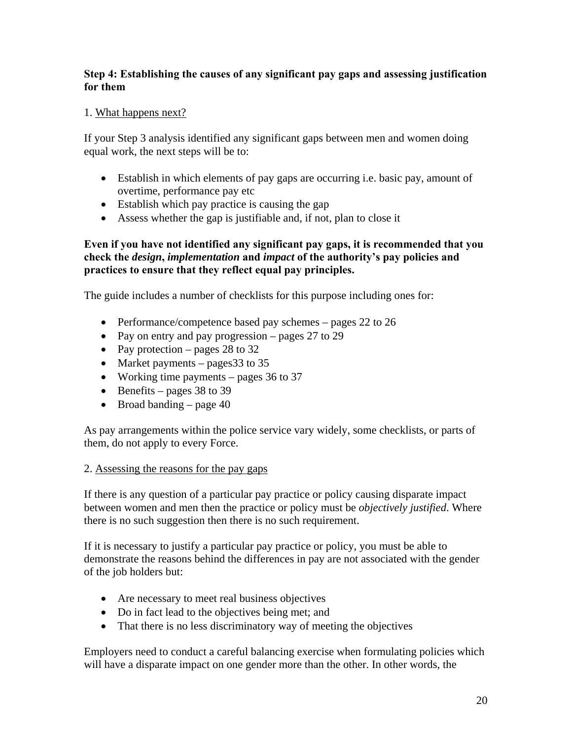**Step 4: Establishing the causes of any significant pay gaps and assessing justification for them**

1. What happens next?

If your Step 3 analysis identified any significant gaps between men and women doing equal work, the next steps will be to:

- Establish in which elements of pay gaps are occurring i.e. basic pay, amount of overtime, performance pay etc
- Establish which pay practice is causing the gap
- Assess whether the gap is justifiable and, if not, plan to close it

**Even if you have not identified any significant pay gaps, it is recommended that you check the *design*, *implementation* and *impact* of the authority's pay policies and practices to ensure that they reflect equal pay principles.**

The guide includes a number of checklists for this purpose including ones for:

- Performance/competence based pay schemes – pages 22 to 26
- Pay on entry and pay progression – pages 27 to 29
- Pay protection – pages 28 to 32
- Market payments – pages33 to 35
- Working time payments – pages 36 to 37
- Benefits – pages 38 to 39
- Broad banding – page 40

As pay arrangements within the police service vary widely, some checklists, or parts of them, do not apply to every Force.

2. Assessing the reasons for the pay gaps

If there is any question of a particular pay practice or policy causing disparate impact between women and men then the practice or policy must be *objectively justified*. Where there is no such suggestion then there is no such requirement.

If it is necessary to justify a particular pay practice or policy, you must be able to demonstrate the reasons behind the differences in pay are not associated with the gender of the job holders but:

- Are necessary to meet real business objectives
- Do in fact lead to the objectives being met; and
- That there is no less discriminatory way of meeting the objectives

Employers need to conduct a careful balancing exercise when formulating policies which will have a disparate impact on one gender more than the other. In other words, the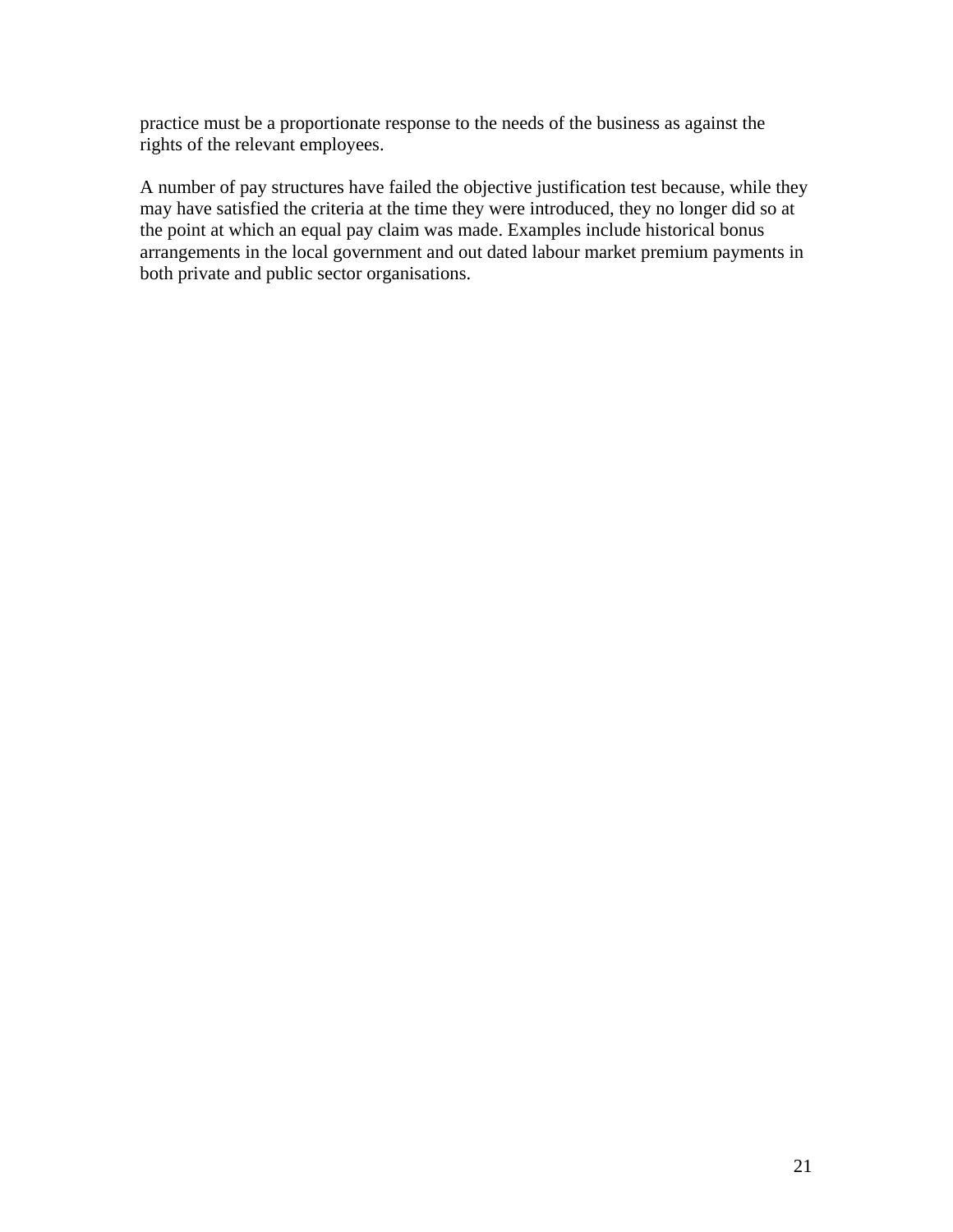practice must be a proportionate response to the needs of the business as against the rights of the relevant employees.

A number of pay structures have failed the objective justification test because, while they may have satisfied the criteria at the time they were introduced, they no longer did so at the point at which an equal pay claim was made. Examples include historical bonus arrangements in the local government and out dated labour market premium payments in both private and public sector organisations.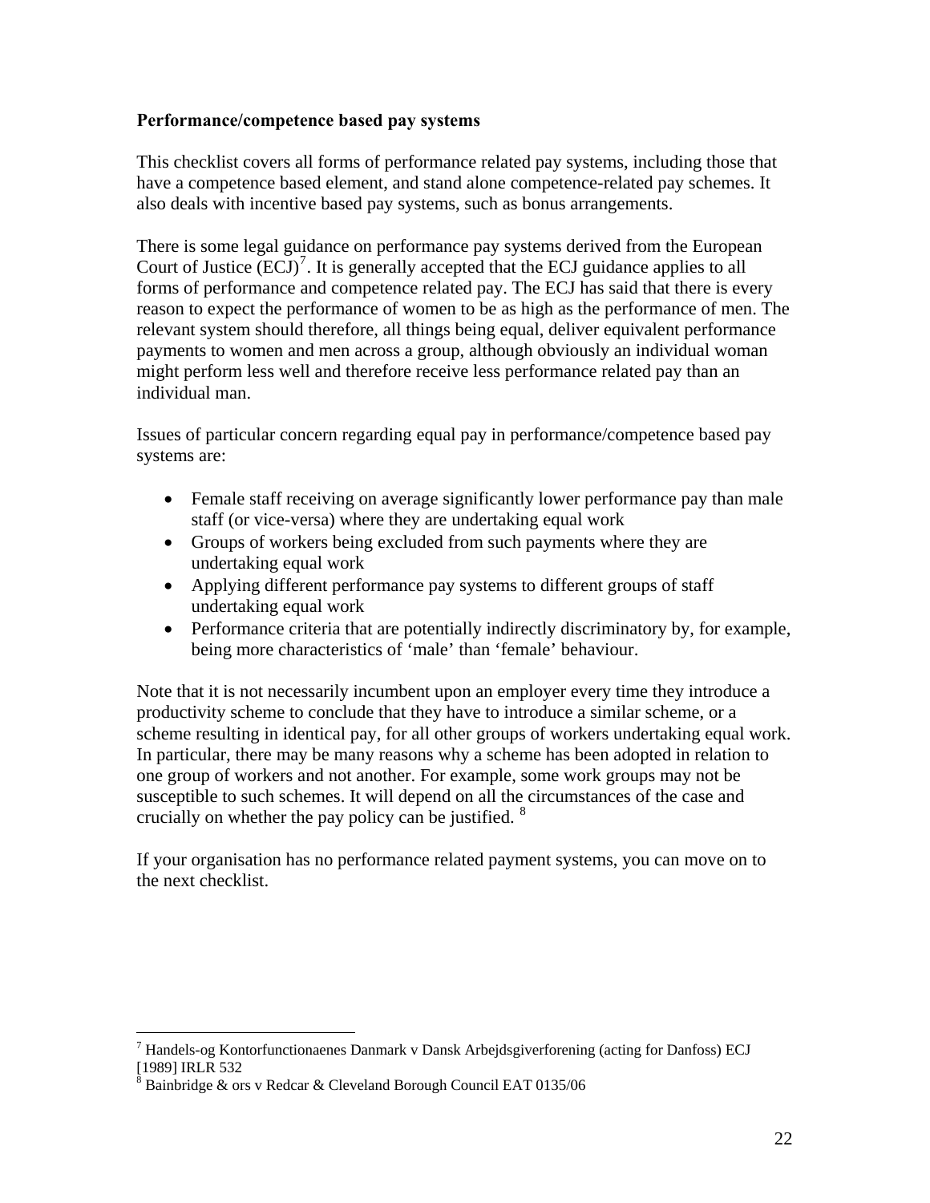**Performance/competence based pay systems**

This checklist covers all forms of performance related pay systems, including those that have a competence based element, and stand alone competence-related pay schemes. It also deals with incentive based pay systems, such as bonus arrangements.

There is some legal guidance on performance pay systems derived from the European Court of Justice (ECJ)[7]. It is generally accepted that the ECJ guidance applies to all forms of performance and competence related pay. The ECJ has said that there is every reason to expect the performance of women to be as high as the performance of men. The relevant system should therefore, all things being equal, deliver equivalent performance payments to women and men across a group, although obviously an individual woman might perform less well and therefore receive less performance related pay than an individual man.

Issues of particular concern regarding equal pay in performance/competence based pay systems are:

- Female staff receiving on average significantly lower performance pay than male staff (or vice-versa) where they are undertaking equal work
- Groups of workers being excluded from such payments where they are undertaking equal work
- Applying different performance pay systems to different groups of staff undertaking equal work
- Performance criteria that are potentially indirectly discriminatory by, for example, being more characteristics of 'male' than 'female' behaviour.

Note that it is not necessarily incumbent upon an employer every time they introduce a productivity scheme to conclude that they have to introduce a similar scheme, or a scheme resulting in identical pay, for all other groups of workers undertaking equal work. In particular, there may be many reasons why a scheme has been adopted in relation to one group of workers and not another. For example, some work groups may not be susceptible to such schemes. It will depend on all the circumstances of the case and crucially on whether the pay policy can be justified. [8]

If your organisation has no performance related payment systems, you can move on to the next checklist.

---

[7] Handels-og Kontorfunctionaenes Danmark v Dansk Arbejdsgiverforening (acting for Danfoss) ECJ [1989] IRLR 532

[8] Bainbridge & ors v Redcar & Cleveland Borough Council EAT 0135/06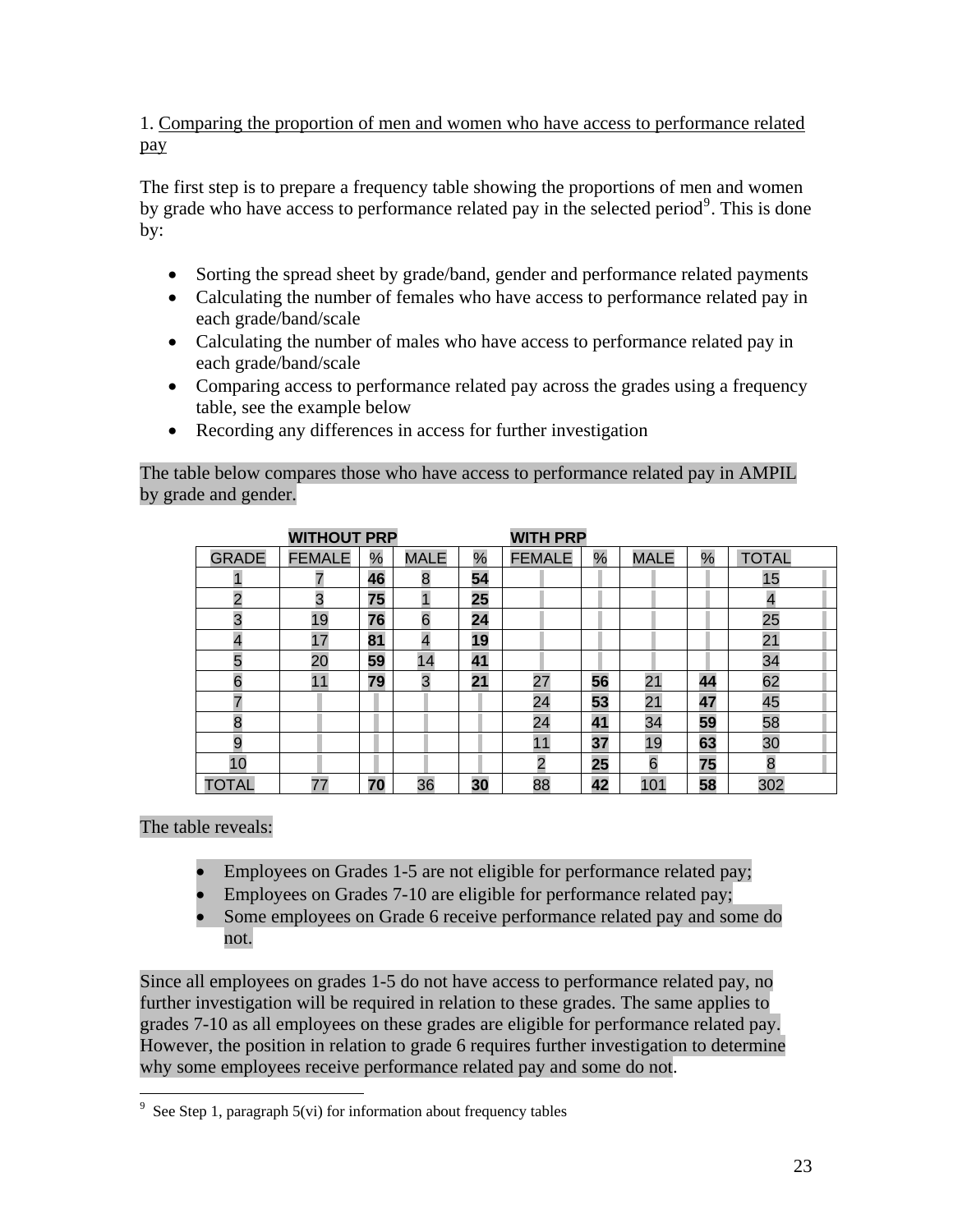1. Comparing the proportion of men and women who have access to performance related pay

The first step is to prepare a frequency table showing the proportions of men and women by grade who have access to performance related pay in the selected period[9]. This is done by:

- Sorting the spread sheet by grade/band, gender and performance related payments
- Calculating the number of females who have access to performance related pay in each grade/band/scale
- Calculating the number of males who have access to performance related pay in each grade/band/scale
- Comparing access to performance related pay across the grades using a frequency table, see the example below
- Recording any differences in access for further investigation

The table below compares those who have access to performance related pay in AMPIL by grade and gender.

| | WITHOUT PRP | | | | WITH PRP | | | | |
|---|---|---|---|---|---|---|---|---|---|
| GRADE | FEMALE | % | MALE | % | FEMALE | % | MALE | % | TOTAL |
| 1 | 7 | **46** | 8 | **54** | | | | | 15 |
| 2 | 3 | **75** | 1 | **25** | | | | | 4 |
| 3 | 19 | **76** | 6 | **24** | | | | | 25 |
| 4 | 17 | **81** | 4 | **19** | | | | | 21 |
| 5 | 20 | **59** | 14 | **41** | | | | | 34 |
| 6 | 11 | **79** | 3 | **21** | 27 | **56** | 21 | **44** | 62 |
| 7 | | | | | 24 | **53** | 21 | **47** | 45 |
| 8 | | | | | 24 | **41** | 34 | **59** | 58 |
| 9 | | | | | 11 | **37** | 19 | **63** | 30 |
| 10 | | | | | 2 | **25** | 6 | **75** | 8 |
| TOTAL | 77 | **70** | 36 | **30** | 88 | **42** | 101 | **58** | 302 |

The table reveals:

- Employees on Grades 1-5 are not eligible for performance related pay;
- Employees on Grades 7-10 are eligible for performance related pay;
- Some employees on Grade 6 receive performance related pay and some do not.

Since all employees on grades 1-5 do not have access to performance related pay, no further investigation will be required in relation to these grades. The same applies to grades 7-10 as all employees on these grades are eligible for performance related pay. However, the position in relation to grade 6 requires further investigation to determine why some employees receive performance related pay and some do not.

[9] See Step 1, paragraph 5(vi) for information about frequency tables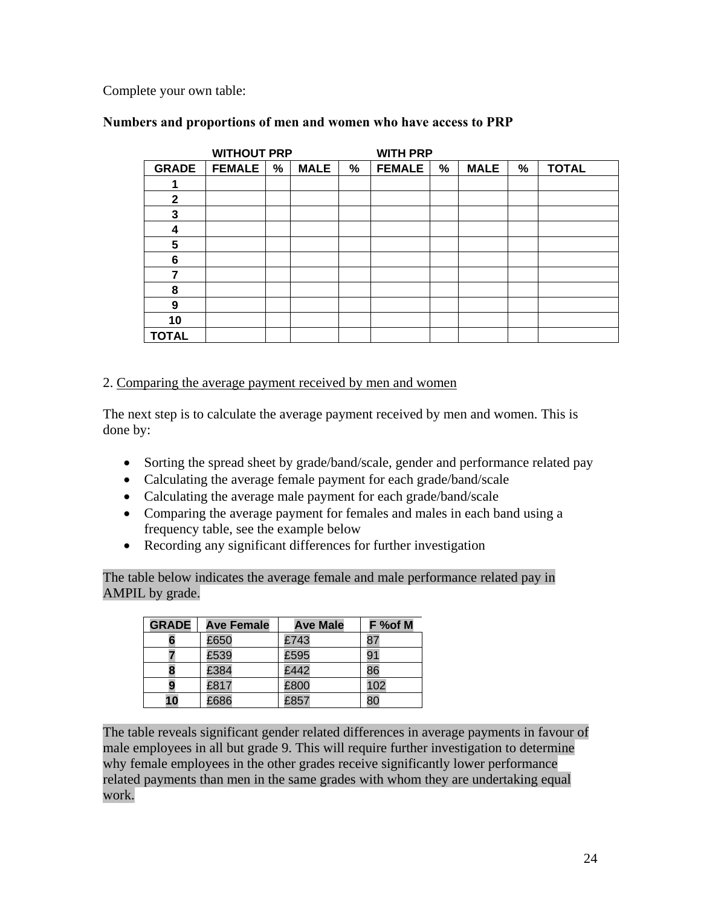Complete your own table:

**Numbers and proportions of men and women who have access to PRP**

| | WITHOUT PRP | | | | WITH PRP | | | | |
|---|---|---|---|---|---|---|---|---|---|
| **GRADE** | **FEMALE** | **%** | **MALE** | **%** | **FEMALE** | **%** | **MALE** | **%** | **TOTAL** |
| **1** | | | | | | | | | |
| **2** | | | | | | | | | |
| **3** | | | | | | | | | |
| **4** | | | | | | | | | |
| **5** | | | | | | | | | |
| **6** | | | | | | | | | |
| **7** | | | | | | | | | |
| **8** | | | | | | | | | |
| **9** | | | | | | | | | |
| **10** | | | | | | | | | |
| **TOTAL** | | | | | | | | | |

2. Comparing the average payment received by men and women

The next step is to calculate the average payment received by men and women. This is done by:

- Sorting the spread sheet by grade/band/scale, gender and performance related pay
- Calculating the average female payment for each grade/band/scale
- Calculating the average male payment for each grade/band/scale
- Comparing the average payment for females and males in each band using a frequency table, see the example below
- Recording any significant differences for further investigation

The table below indicates the average female and male performance related pay in AMPIL by grade.

| GRADE | Ave Female | Ave Male | F %of M |
|---|---|---|---|
| 6 | £650 | £743 | 87 |
| 7 | £539 | £595 | 91 |
| 8 | £384 | £442 | 86 |
| 9 | £817 | £800 | 102 |
| 10 | £686 | £857 | 80 |

The table reveals significant gender related differences in average payments in favour of male employees in all but grade 9. This will require further investigation to determine why female employees in the other grades receive significantly lower performance related payments than men in the same grades with whom they are undertaking equal work.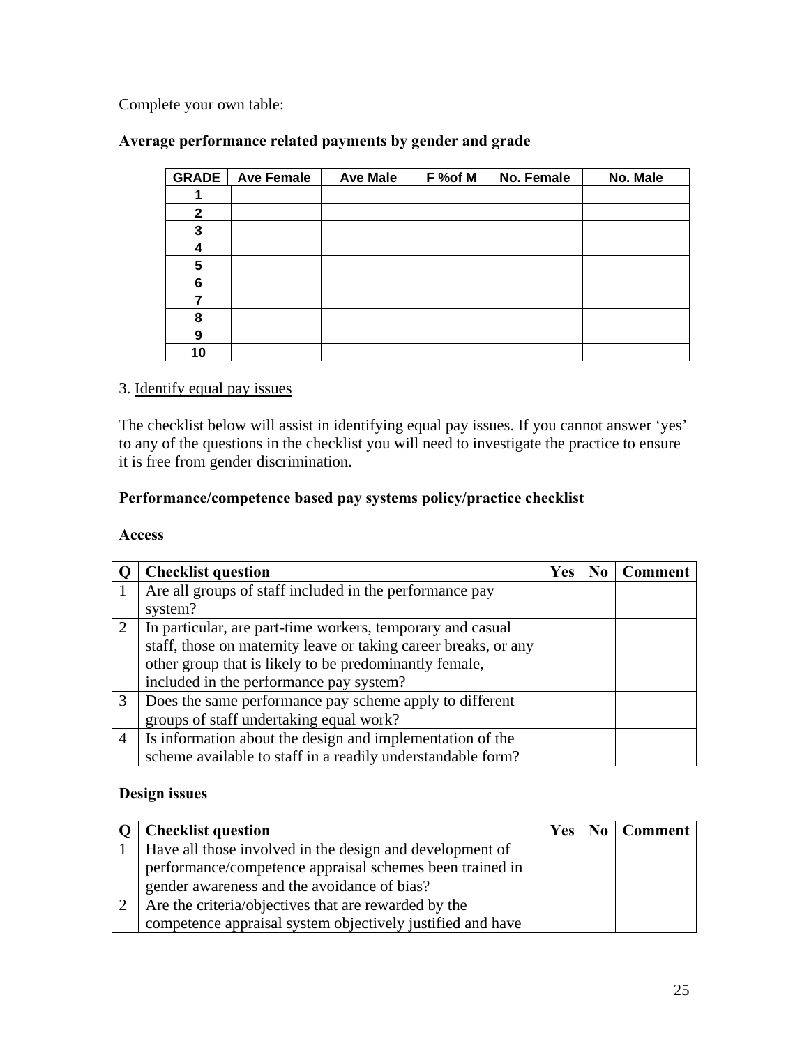Complete your own table:

**Average performance related payments by gender and grade**

| GRADE | Ave Female | Ave Male | F %of M | No. Female | No. Male |
|---|---|---|---|---|---|
| 1 | | | | | |
| 2 | | | | | |
| 3 | | | | | |
| 4 | | | | | |
| 5 | | | | | |
| 6 | | | | | |
| 7 | | | | | |
| 8 | | | | | |
| 9 | | | | | |
| 10 | | | | | |

3. Identify equal pay issues

The checklist below will assist in identifying equal pay issues. If you cannot answer 'yes' to any of the questions in the checklist you will need to investigate the practice to ensure it is free from gender discrimination.

**Performance/competence based pay systems policy/practice checklist**

**Access**

| Q | Checklist question | Yes | No | Comment |
|---|---|---|---|---|
| 1 | Are all groups of staff included in the performance pay system? | | | |
| 2 | In particular, are part-time workers, temporary and casual staff, those on maternity leave or taking career breaks, or any other group that is likely to be predominantly female, included in the performance pay system? | | | |
| 3 | Does the same performance pay scheme apply to different groups of staff undertaking equal work? | | | |
| 4 | Is information about the design and implementation of the scheme available to staff in a readily understandable form? | | | |

**Design issues**

| Q | Checklist question | Yes | No | Comment |
|---|---|---|---|---|
| 1 | Have all those involved in the design and development of performance/competence appraisal schemes been trained in gender awareness and the avoidance of bias? | | | |
| 2 | Are the criteria/objectives that are rewarded by the competence appraisal system objectively justified and have | | | |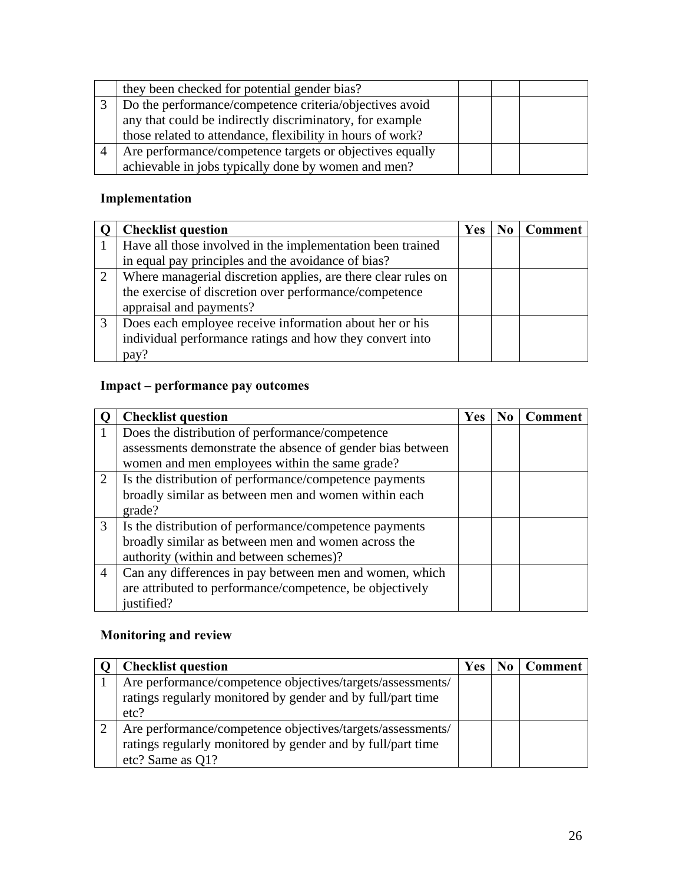| | | | | |
|---|---|---|---|---|
| | they been checked for potential gender bias? | | | |
| 3 | Do the performance/competence criteria/objectives avoid any that could be indirectly discriminatory, for example those related to attendance, flexibility in hours of work? | | | |
| 4 | Are performance/competence targets or objectives equally achievable in jobs typically done by women and men? | | | |

**Implementation**

| Q | Checklist question | Yes | No | Comment |
|---|---|---|---|---|
| 1 | Have all those involved in the implementation been trained in equal pay principles and the avoidance of bias? | | | |
| 2 | Where managerial discretion applies, are there clear rules on the exercise of discretion over performance/competence appraisal and payments? | | | |
| 3 | Does each employee receive information about her or his individual performance ratings and how they convert into pay? | | | |

**Impact – performance pay outcomes**

| Q | Checklist question | Yes | No | Comment |
|---|---|---|---|---|
| 1 | Does the distribution of performance/competence assessments demonstrate the absence of gender bias between women and men employees within the same grade? | | | |
| 2 | Is the distribution of performance/competence payments broadly similar as between men and women within each grade? | | | |
| 3 | Is the distribution of performance/competence payments broadly similar as between men and women across the authority (within and between schemes)? | | | |
| 4 | Can any differences in pay between men and women, which are attributed to performance/competence, be objectively justified? | | | |

**Monitoring and review**

| Q | Checklist question | Yes | No | Comment |
|---|---|---|---|---|
| 1 | Are performance/competence objectives/targets/assessments/ ratings regularly monitored by gender and by full/part time etc? | | | |
| 2 | Are performance/competence objectives/targets/assessments/ ratings regularly monitored by gender and by full/part time etc? Same as Q1? | | | |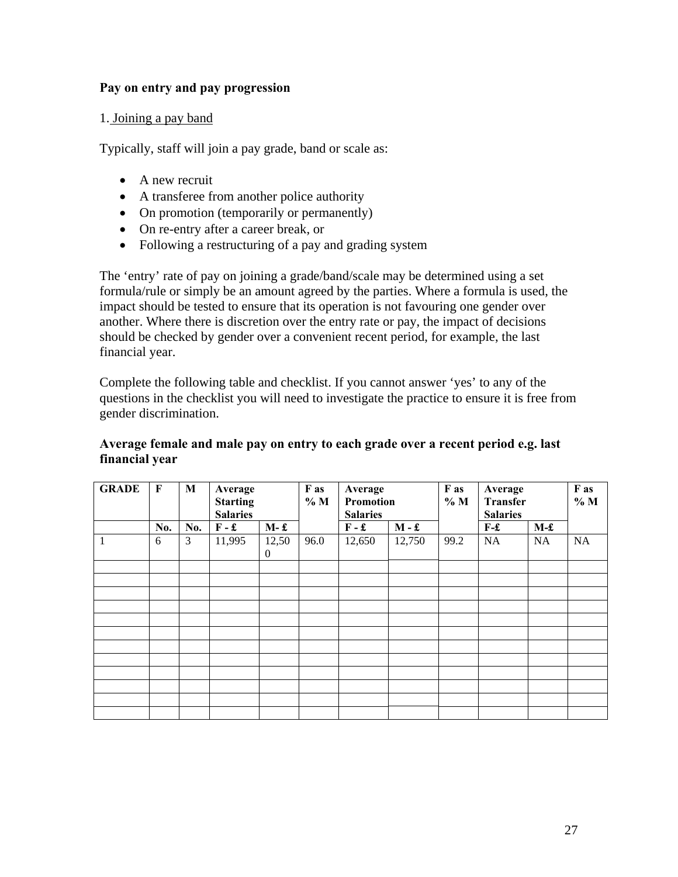**Pay on entry and pay progression**

1. Joining a pay band

Typically, staff will join a pay grade, band or scale as:

- A new recruit
- A transferee from another police authority
- On promotion (temporarily or permanently)
- On re-entry after a career break, or
- Following a restructuring of a pay and grading system

The 'entry' rate of pay on joining a grade/band/scale may be determined using a set formula/rule or simply be an amount agreed by the parties. Where a formula is used, the impact should be tested to ensure that its operation is not favouring one gender over another. Where there is discretion over the entry rate or pay, the impact of decisions should be checked by gender over a convenient recent period, for example, the last financial year.

Complete the following table and checklist. If you cannot answer 'yes' to any of the questions in the checklist you will need to investigate the practice to ensure it is free from gender discrimination.

**Average female and male pay on entry to each grade over a recent period e.g. last financial year**

| GRADE | F | M | Average Starting Salaries | | F as % M | Average Promotion Salaries | | F as % M | Average Transfer Salaries | | F as % M |
|---|---|---|---|---|---|---|---|---|---|---|---|
| | No. | No. | F - £ | M- £ | | F - £ | M - £ | | F-£ | M-£ | |
| 1 | 6 | 3 | 11,995 | 12,500 | 96.0 | 12,650 | 12,750 | 99.2 | NA | NA | NA |
| | | | | | | | | | | | |
| | | | | | | | | | | | |
| | | | | | | | | | | | |
| | | | | | | | | | | | |
| | | | | | | | | | | | |
| | | | | | | | | | | | |
| | | | | | | | | | | | |
| | | | | | | | | | | | |
| | | | | | | | | | | | |
| | | | | | | | | | | | |
| | | | | | | | | | | | |
| | | | | | | | | | | | |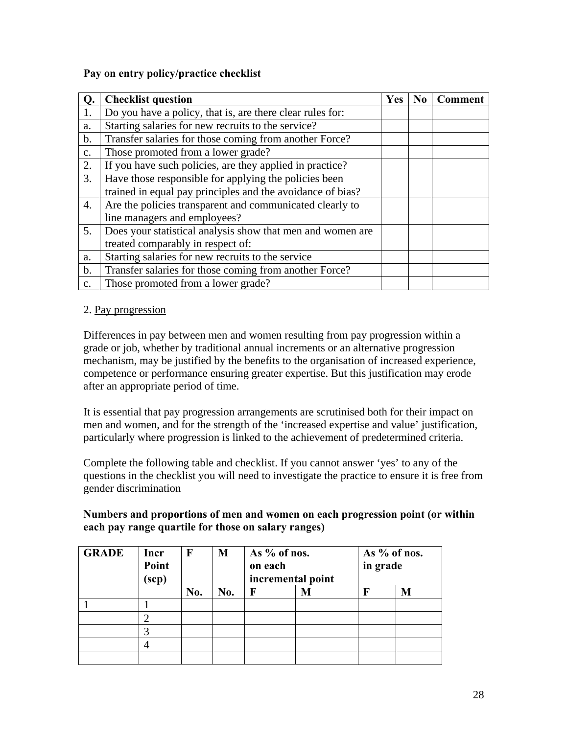**Pay on entry policy/practice checklist**

| Q. | Checklist question | Yes | No | Comment |
|---|---|---|---|---|
| 1. | Do you have a policy, that is, are there clear rules for: | | | |
| a. | Starting salaries for new recruits to the service? | | | |
| b. | Transfer salaries for those coming from another Force? | | | |
| c. | Those promoted from a lower grade? | | | |
| 2. | If you have such policies, are they applied in practice? | | | |
| 3. | Have those responsible for applying the policies been trained in equal pay principles and the avoidance of bias? | | | |
| 4. | Are the policies transparent and communicated clearly to line managers and employees? | | | |
| 5. | Does your statistical analysis show that men and women are treated comparably in respect of: | | | |
| a. | Starting salaries for new recruits to the service | | | |
| b. | Transfer salaries for those coming from another Force? | | | |
| c. | Those promoted from a lower grade? | | | |

2. Pay progression

Differences in pay between men and women resulting from pay progression within a grade or job, whether by traditional annual increments or an alternative progression mechanism, may be justified by the benefits to the organisation of increased experience, competence or performance ensuring greater expertise. But this justification may erode after an appropriate period of time.

It is essential that pay progression arrangements are scrutinised both for their impact on men and women, and for the strength of the 'increased expertise and value' justification, particularly where progression is linked to the achievement of predetermined criteria.

Complete the following table and checklist. If you cannot answer 'yes' to any of the questions in the checklist you will need to investigate the practice to ensure it is free from gender discrimination

**Numbers and proportions of men and women on each progression point (or within each pay range quartile for those on salary ranges)**

| GRADE | Incr Point (scp) | F | M | As % of nos. on each incremental point | | As % of nos. in grade | |
|---|---|---|---|---|---|---|---|
| | | No. | No. | F | M | F | M |
| 1 | 1 | | | | | | |
| | 2 | | | | | | |
| | 3 | | | | | | |
| | 4 | | | | | | |
| | | | | | | | |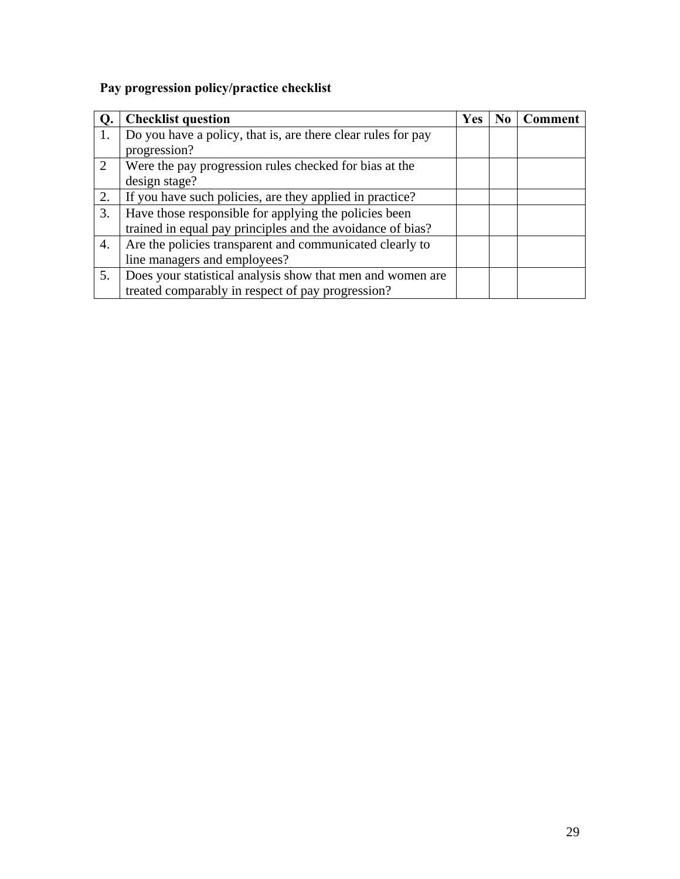**Pay progression policy/practice checklist**

| Q. | Checklist question | Yes | No | Comment |
|---|---|---|---|---|
| 1. | Do you have a policy, that is, are there clear rules for pay progression? | | | |
| 2 | Were the pay progression rules checked for bias at the design stage? | | | |
| 2. | If you have such policies, are they applied in practice? | | | |
| 3. | Have those responsible for applying the policies been trained in equal pay principles and the avoidance of bias? | | | |
| 4. | Are the policies transparent and communicated clearly to line managers and employees? | | | |
| 5. | Does your statistical analysis show that men and women are treated comparably in respect of pay progression? | | | |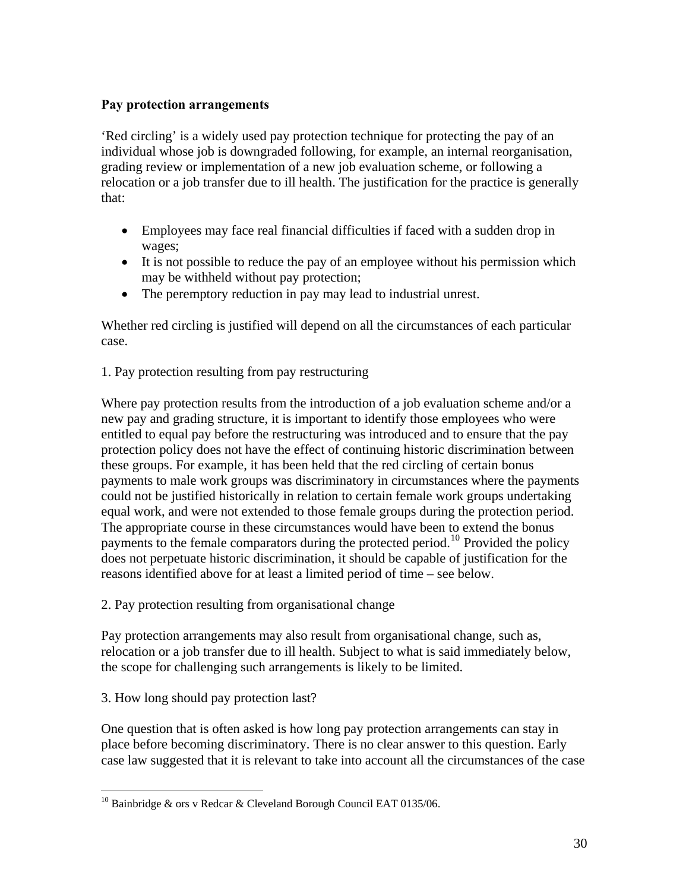**Pay protection arrangements**

'Red circling' is a widely used pay protection technique for protecting the pay of an individual whose job is downgraded following, for example, an internal reorganisation, grading review or implementation of a new job evaluation scheme, or following a relocation or a job transfer due to ill health. The justification for the practice is generally that:

- Employees may face real financial difficulties if faced with a sudden drop in wages;
- It is not possible to reduce the pay of an employee without his permission which may be withheld without pay protection;
- The peremptory reduction in pay may lead to industrial unrest.

Whether red circling is justified will depend on all the circumstances of each particular case.

1. Pay protection resulting from pay restructuring

Where pay protection results from the introduction of a job evaluation scheme and/or a new pay and grading structure, it is important to identify those employees who were entitled to equal pay before the restructuring was introduced and to ensure that the pay protection policy does not have the effect of continuing historic discrimination between these groups. For example, it has been held that the red circling of certain bonus payments to male work groups was discriminatory in circumstances where the payments could not be justified historically in relation to certain female work groups undertaking equal work, and were not extended to those female groups during the protection period. The appropriate course in these circumstances would have been to extend the bonus payments to the female comparators during the protected period.[10] Provided the policy does not perpetuate historic discrimination, it should be capable of justification for the reasons identified above for at least a limited period of time – see below.

2. Pay protection resulting from organisational change

Pay protection arrangements may also result from organisational change, such as, relocation or a job transfer due to ill health. Subject to what is said immediately below, the scope for challenging such arrangements is likely to be limited.

3. How long should pay protection last?

One question that is often asked is how long pay protection arrangements can stay in place before becoming discriminatory. There is no clear answer to this question. Early case law suggested that it is relevant to take into account all the circumstances of the case

[10] Bainbridge & ors v Redcar & Cleveland Borough Council EAT 0135/06.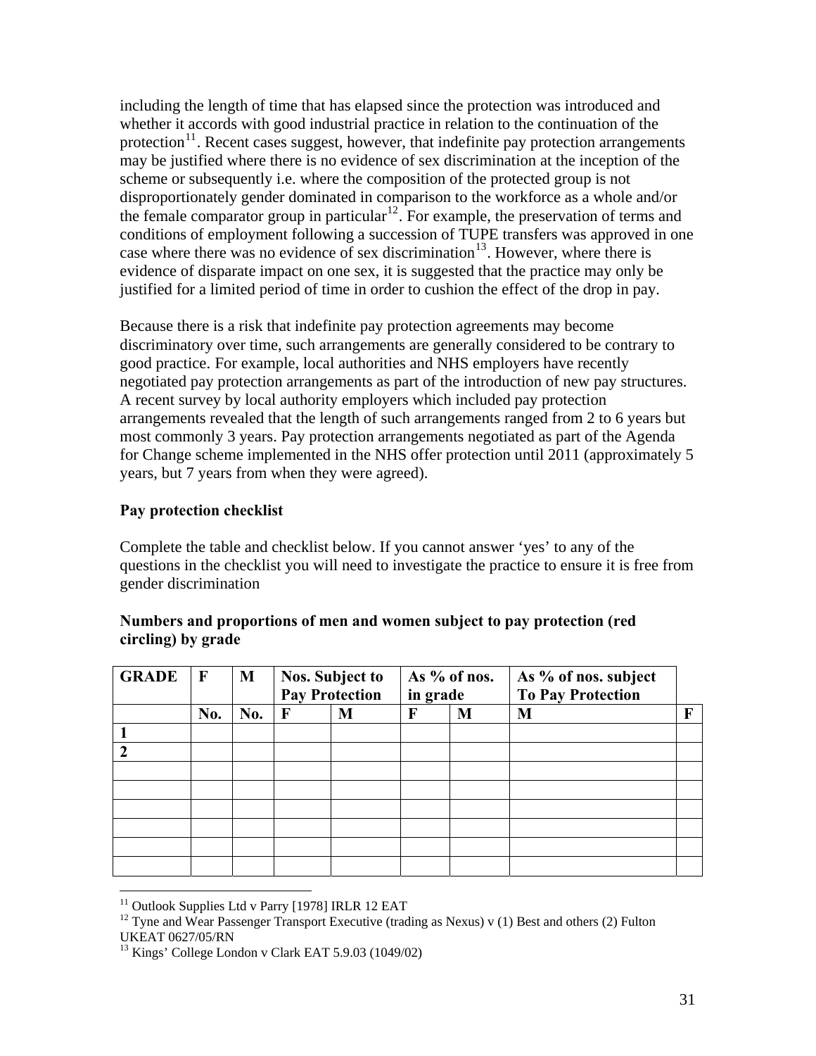including the length of time that has elapsed since the protection was introduced and whether it accords with good industrial practice in relation to the continuation of the protection[11]. Recent cases suggest, however, that indefinite pay protection arrangements may be justified where there is no evidence of sex discrimination at the inception of the scheme or subsequently i.e. where the composition of the protected group is not disproportionately gender dominated in comparison to the workforce as a whole and/or the female comparator group in particular[12]. For example, the preservation of terms and conditions of employment following a succession of TUPE transfers was approved in one case where there was no evidence of sex discrimination[13]. However, where there is evidence of disparate impact on one sex, it is suggested that the practice may only be justified for a limited period of time in order to cushion the effect of the drop in pay.

Because there is a risk that indefinite pay protection agreements may become discriminatory over time, such arrangements are generally considered to be contrary to good practice. For example, local authorities and NHS employers have recently negotiated pay protection arrangements as part of the introduction of new pay structures. A recent survey by local authority employers which included pay protection arrangements revealed that the length of such arrangements ranged from 2 to 6 years but most commonly 3 years. Pay protection arrangements negotiated as part of the Agenda for Change scheme implemented in the NHS offer protection until 2011 (approximately 5 years, but 7 years from when they were agreed).

**Pay protection checklist**

Complete the table and checklist below. If you cannot answer 'yes' to any of the questions in the checklist you will need to investigate the practice to ensure it is free from gender discrimination

**Numbers and proportions of men and women subject to pay protection (red circling) by grade**

| GRADE | F | M | Nos. Subject to Pay Protection | | As % of nos. in grade | | As % of nos. subject To Pay Protection | |
|---|---|---|---|---|---|---|---|---|
| | No. | No. | F | M | F | M | M | F |
| 1 | | | | | | | | |
| 2 | | | | | | | | |
| | | | | | | | | |
| | | | | | | | | |
| | | | | | | | | |
| | | | | | | | | |
| | | | | | | | | |
| | | | | | | | | |

[11] Outlook Supplies Ltd v Parry [1978] IRLR 12 EAT

[12] Tyne and Wear Passenger Transport Executive (trading as Nexus) v (1) Best and others (2) Fulton UKEAT 0627/05/RN

[13] Kings' College London v Clark EAT 5.9.03 (1049/02)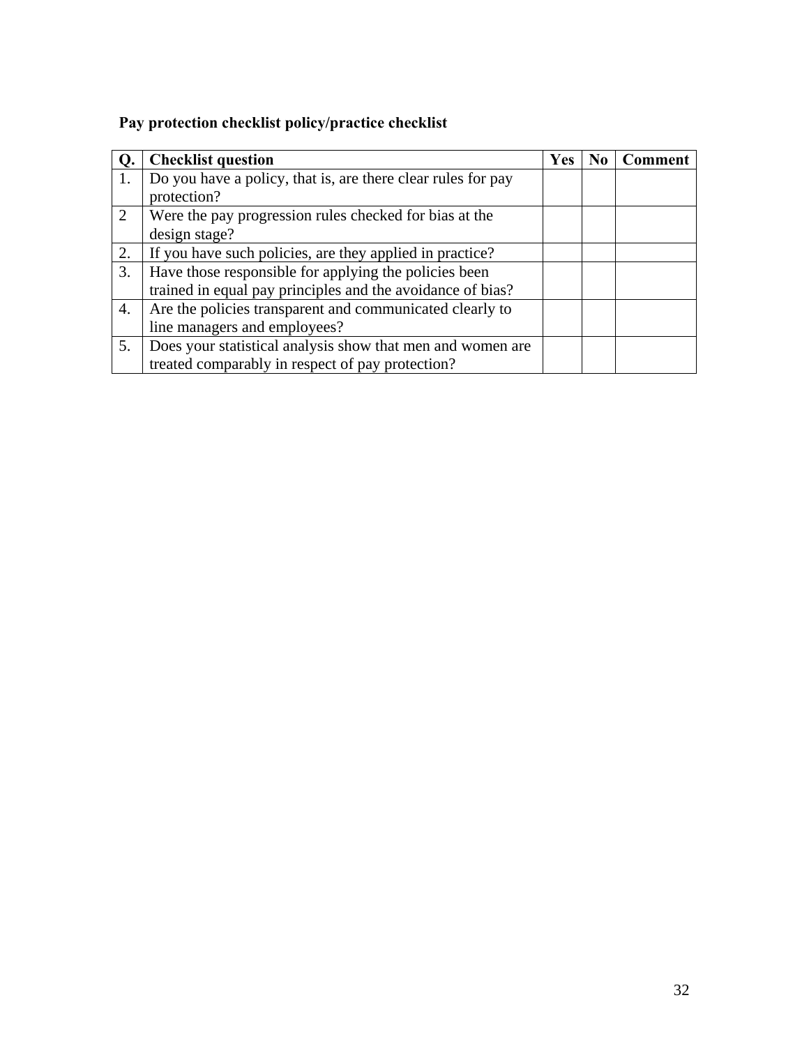**Pay protection checklist policy/practice checklist**

| Q. | Checklist question | Yes | No | Comment |
|---|---|---|---|---|
| 1. | Do you have a policy, that is, are there clear rules for pay protection? | | | |
| 2 | Were the pay progression rules checked for bias at the design stage? | | | |
| 2. | If you have such policies, are they applied in practice? | | | |
| 3. | Have those responsible for applying the policies been trained in equal pay principles and the avoidance of bias? | | | |
| 4. | Are the policies transparent and communicated clearly to line managers and employees? | | | |
| 5. | Does your statistical analysis show that men and women are treated comparably in respect of pay protection? | | | |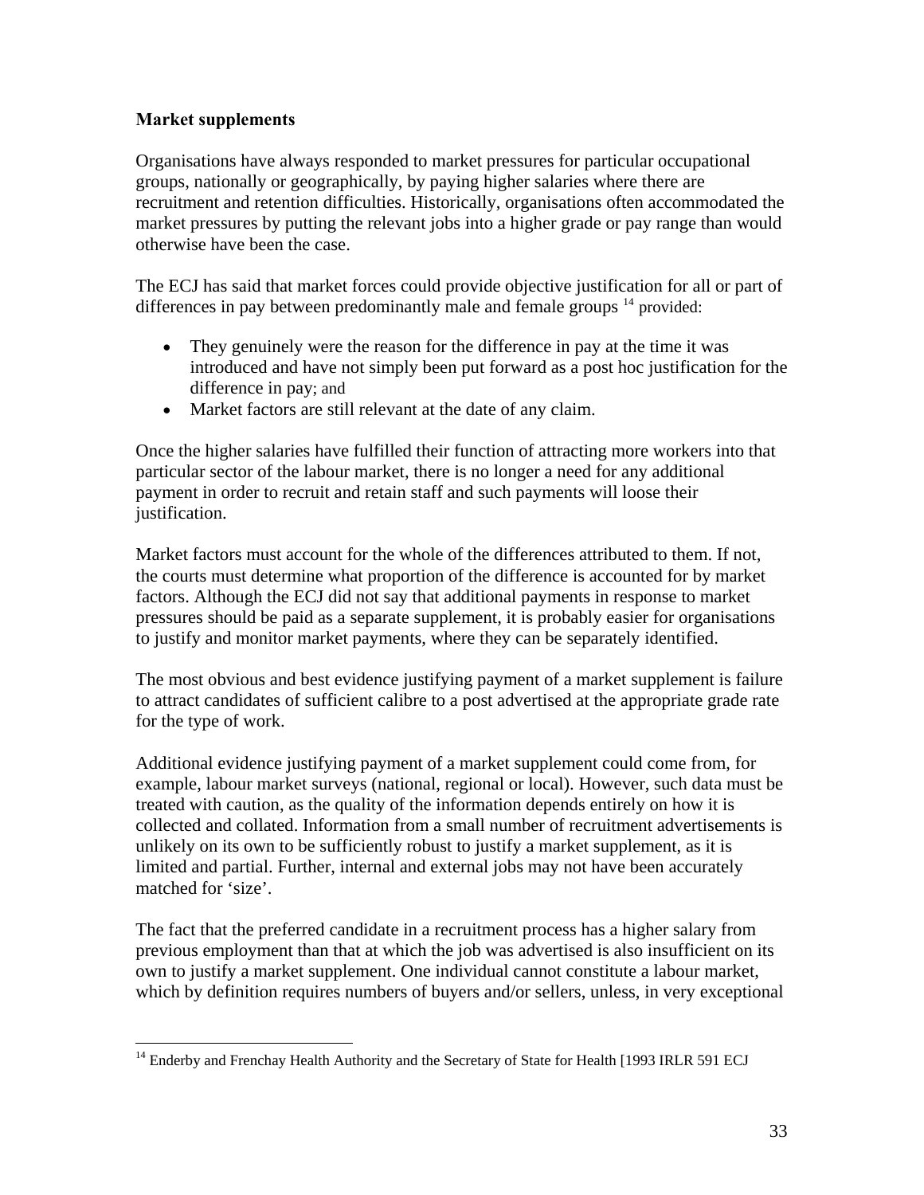### Market supplements

Organisations have always responded to market pressures for particular occupational groups, nationally or geographically, by paying higher salaries where there are recruitment and retention difficulties. Historically, organisations often accommodated the market pressures by putting the relevant jobs into a higher grade or pay range than would otherwise have been the case.

The ECJ has said that market forces could provide objective justification for all or part of differences in pay between predominantly male and female groups [14] provided:

- They genuinely were the reason for the difference in pay at the time it was introduced and have not simply been put forward as a post hoc justification for the difference in pay; and
- Market factors are still relevant at the date of any claim.

Once the higher salaries have fulfilled their function of attracting more workers into that particular sector of the labour market, there is no longer a need for any additional payment in order to recruit and retain staff and such payments will loose their justification.

Market factors must account for the whole of the differences attributed to them. If not, the courts must determine what proportion of the difference is accounted for by market factors. Although the ECJ did not say that additional payments in response to market pressures should be paid as a separate supplement, it is probably easier for organisations to justify and monitor market payments, where they can be separately identified.

The most obvious and best evidence justifying payment of a market supplement is failure to attract candidates of sufficient calibre to a post advertised at the appropriate grade rate for the type of work.

Additional evidence justifying payment of a market supplement could come from, for example, labour market surveys (national, regional or local). However, such data must be treated with caution, as the quality of the information depends entirely on how it is collected and collated. Information from a small number of recruitment advertisements is unlikely on its own to be sufficiently robust to justify a market supplement, as it is limited and partial. Further, internal and external jobs may not have been accurately matched for 'size'.

The fact that the preferred candidate in a recruitment process has a higher salary from previous employment than that at which the job was advertised is also insufficient on its own to justify a market supplement. One individual cannot constitute a labour market, which by definition requires numbers of buyers and/or sellers, unless, in very exceptional

[14] Enderby and Frenchay Health Authority and the Secretary of State for Health [1993 IRLR 591 ECJ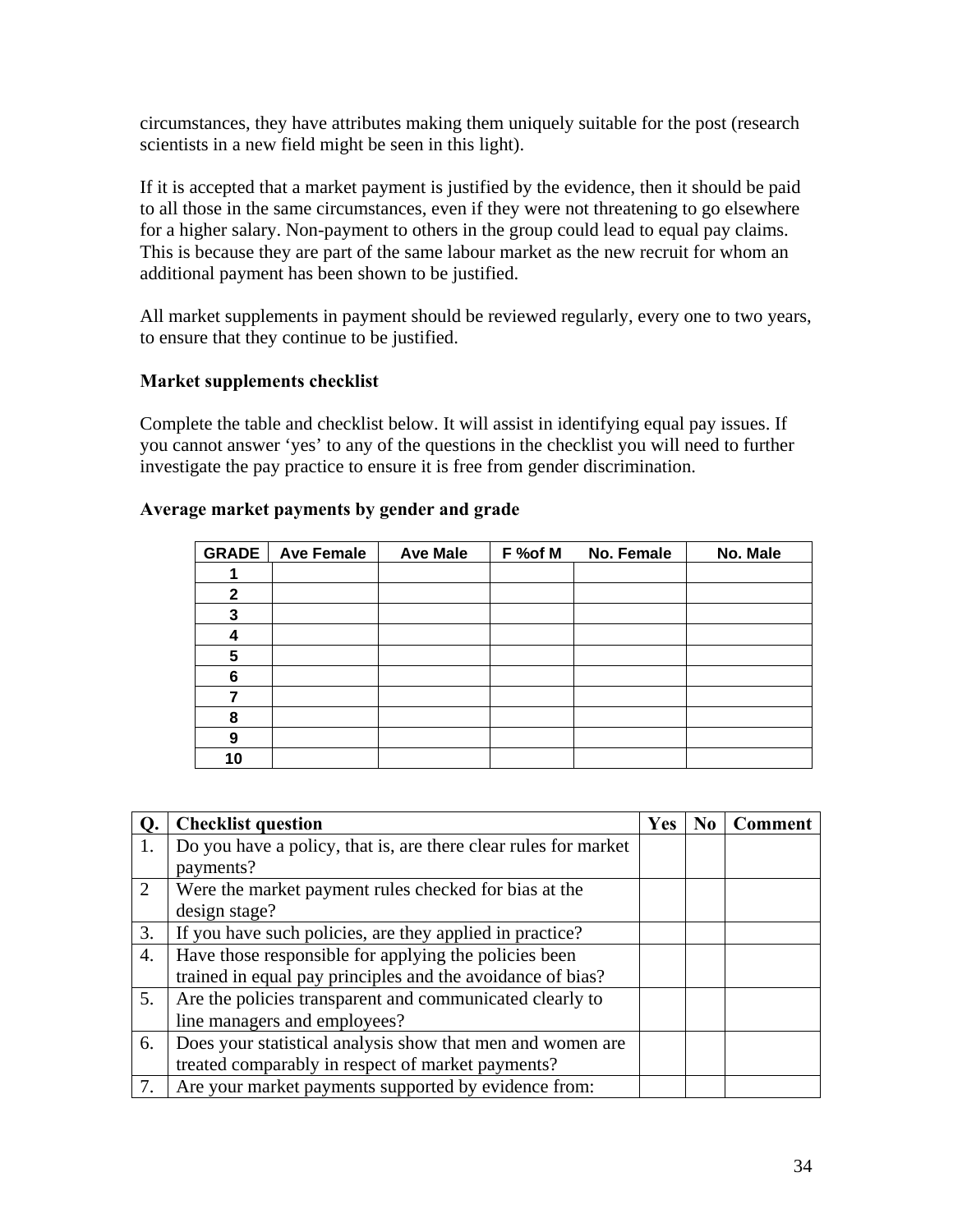circumstances, they have attributes making them uniquely suitable for the post (research scientists in a new field might be seen in this light).

If it is accepted that a market payment is justified by the evidence, then it should be paid to all those in the same circumstances, even if they were not threatening to go elsewhere for a higher salary. Non-payment to others in the group could lead to equal pay claims. This is because they are part of the same labour market as the new recruit for whom an additional payment has been shown to be justified.

All market supplements in payment should be reviewed regularly, every one to two years, to ensure that they continue to be justified.

**Market supplements checklist**

Complete the table and checklist below. It will assist in identifying equal pay issues. If you cannot answer 'yes' to any of the questions in the checklist you will need to further investigate the pay practice to ensure it is free from gender discrimination.

**Average market payments by gender and grade**

| GRADE | Ave Female | Ave Male | F %of M | No. Female | No. Male |
|---|---|---|---|---|---|
| 1 | | | | | |
| 2 | | | | | |
| 3 | | | | | |
| 4 | | | | | |
| 5 | | | | | |
| 6 | | | | | |
| 7 | | | | | |
| 8 | | | | | |
| 9 | | | | | |
| 10 | | | | | |

| Q. | Checklist question | Yes | No | Comment |
|---|---|---|---|---|
| 1. | Do you have a policy, that is, are there clear rules for market payments? | | | |
| 2 | Were the market payment rules checked for bias at the design stage? | | | |
| 3. | If you have such policies, are they applied in practice? | | | |
| 4. | Have those responsible for applying the policies been trained in equal pay principles and the avoidance of bias? | | | |
| 5. | Are the policies transparent and communicated clearly to line managers and employees? | | | |
| 6. | Does your statistical analysis show that men and women are treated comparably in respect of market payments? | | | |
| 7. | Are your market payments supported by evidence from: | | | |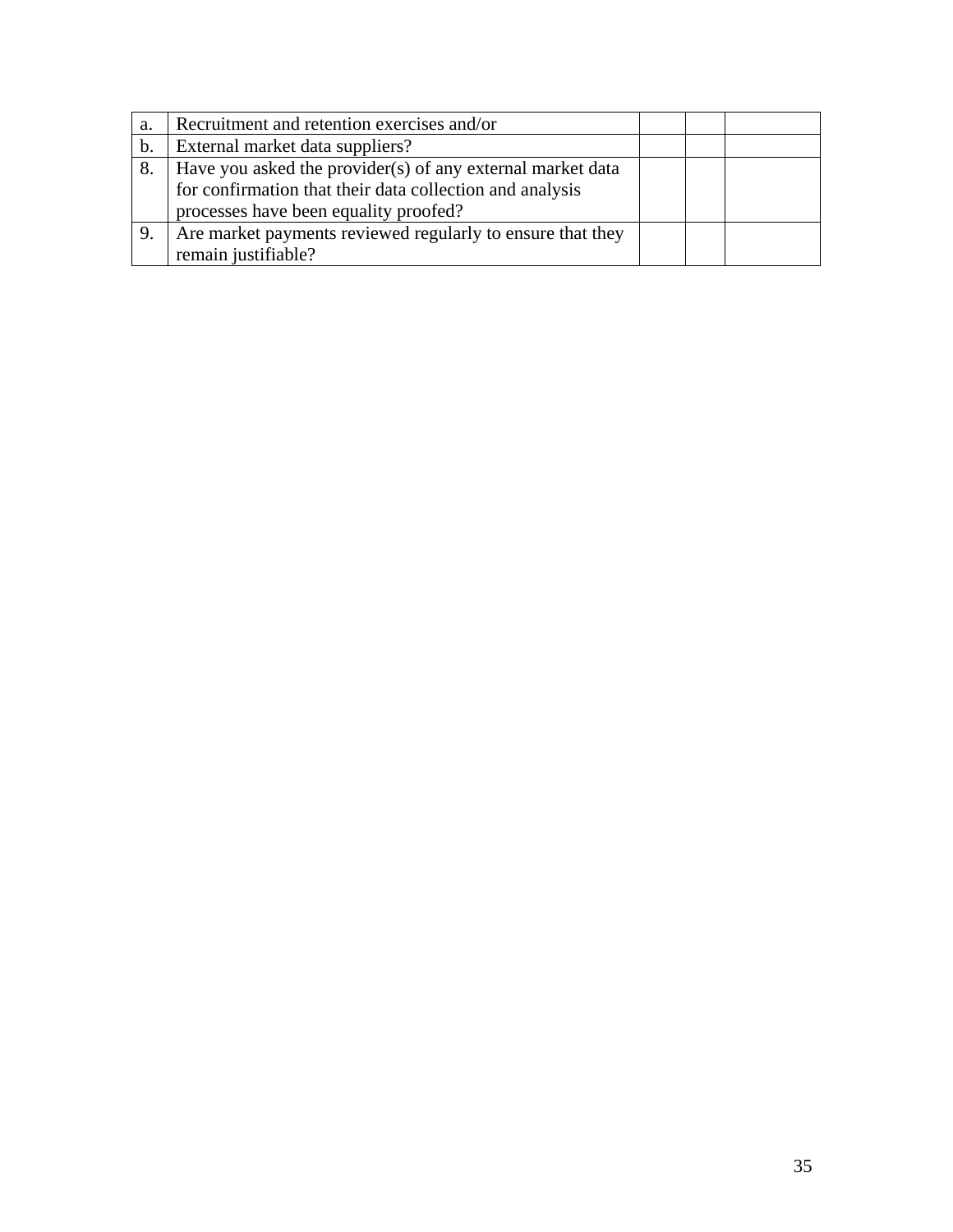| | | | | |
|---|---|---|---|---|
| a. | Recruitment and retention exercises and/or | | | |
| b. | External market data suppliers? | | | |
| 8. | Have you asked the provider(s) of any external market data for confirmation that their data collection and analysis processes have been equality proofed? | | | |
| 9. | Are market payments reviewed regularly to ensure that they remain justifiable? | | | |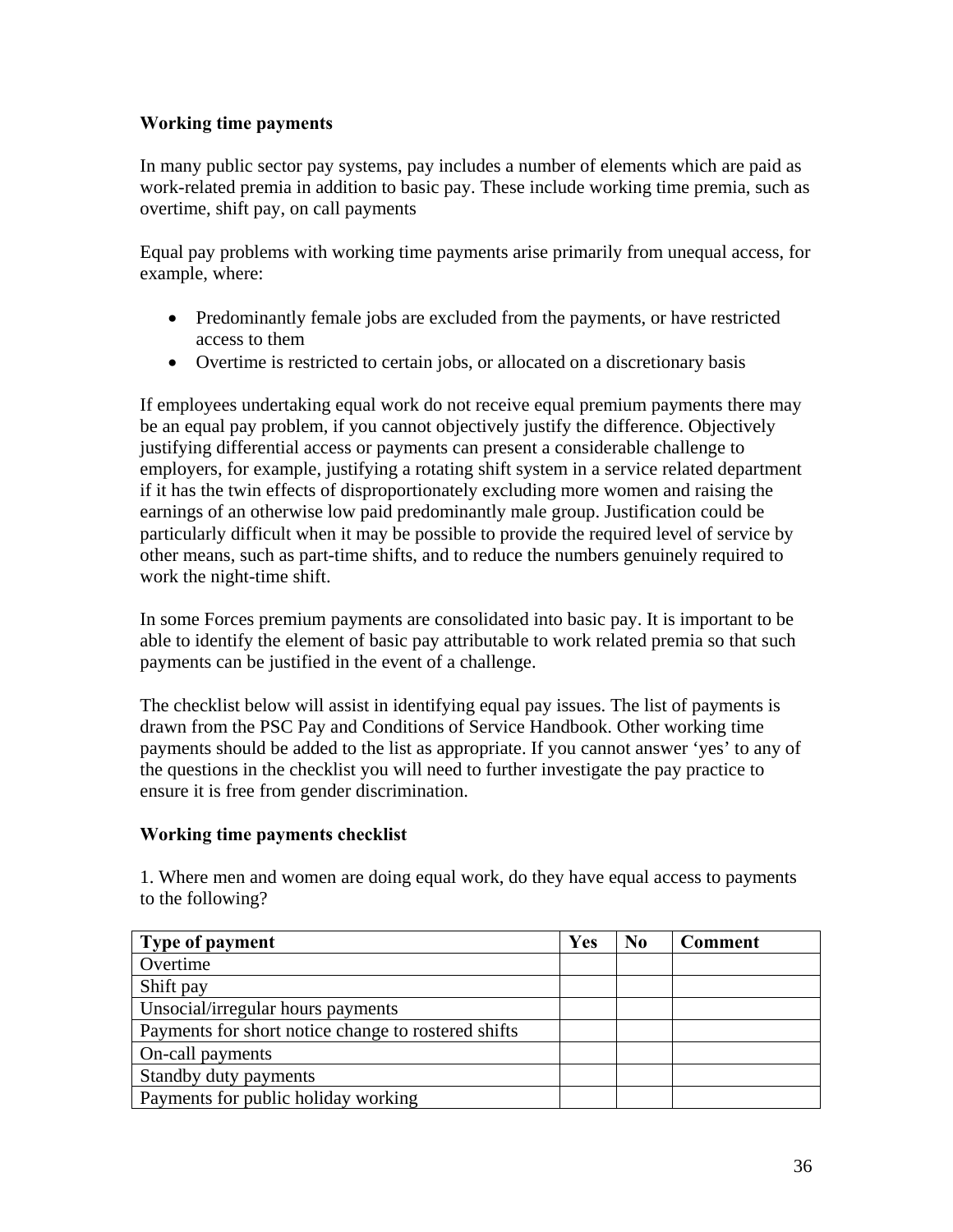**Working time payments**

In many public sector pay systems, pay includes a number of elements which are paid as work-related premia in addition to basic pay. These include working time premia, such as overtime, shift pay, on call payments

Equal pay problems with working time payments arise primarily from unequal access, for example, where:

- Predominantly female jobs are excluded from the payments, or have restricted access to them
- Overtime is restricted to certain jobs, or allocated on a discretionary basis

If employees undertaking equal work do not receive equal premium payments there may be an equal pay problem, if you cannot objectively justify the difference. Objectively justifying differential access or payments can present a considerable challenge to employers, for example, justifying a rotating shift system in a service related department if it has the twin effects of disproportionately excluding more women and raising the earnings of an otherwise low paid predominantly male group. Justification could be particularly difficult when it may be possible to provide the required level of service by other means, such as part-time shifts, and to reduce the numbers genuinely required to work the night-time shift.

In some Forces premium payments are consolidated into basic pay. It is important to be able to identify the element of basic pay attributable to work related premia so that such payments can be justified in the event of a challenge.

The checklist below will assist in identifying equal pay issues. The list of payments is drawn from the PSC Pay and Conditions of Service Handbook. Other working time payments should be added to the list as appropriate. If you cannot answer 'yes' to any of the questions in the checklist you will need to further investigate the pay practice to ensure it is free from gender discrimination.

**Working time payments checklist**

1. Where men and women are doing equal work, do they have equal access to payments to the following?

| Type of payment | Yes | No | Comment |
|---|---|---|---|
| Overtime | | | |
| Shift pay | | | |
| Unsocial/irregular hours payments | | | |
| Payments for short notice change to rostered shifts | | | |
| On-call payments | | | |
| Standby duty payments | | | |
| Payments for public holiday working | | | |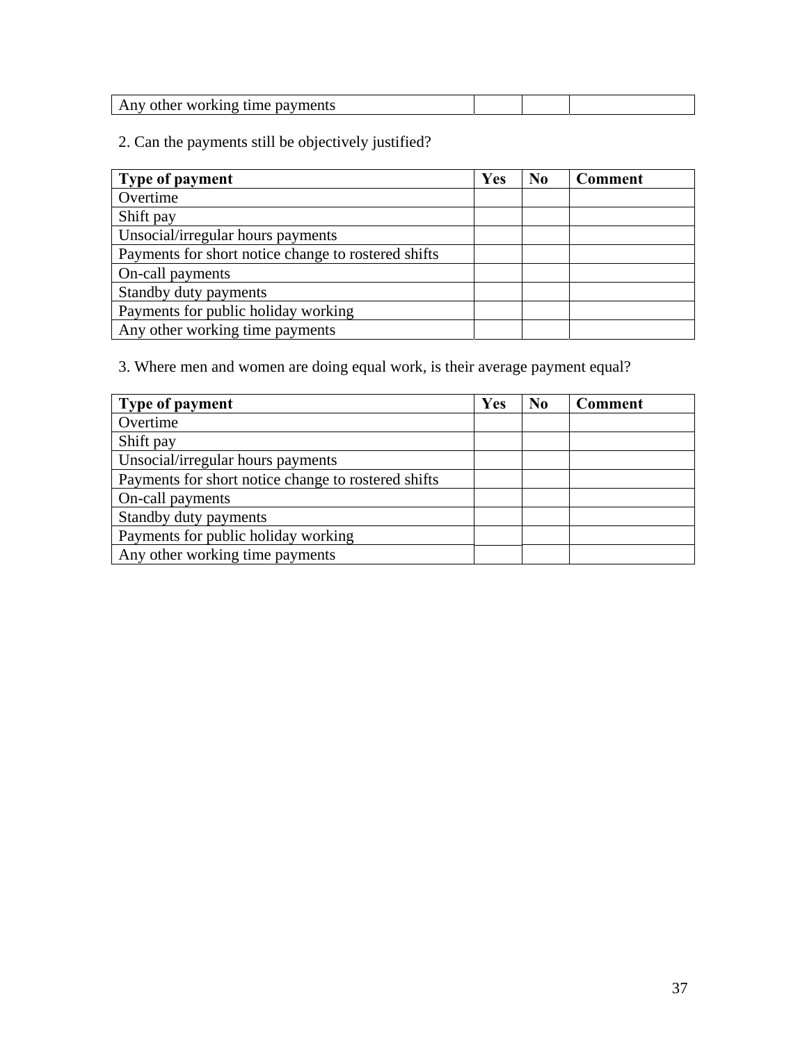| Any other working time payments | | | |
|---|---|---|---|

2. Can the payments still be objectively justified?

| **Type of payment** | **Yes** | **No** | **Comment** |
|---|---|---|---|
| Overtime | | | |
| Shift pay | | | |
| Unsocial/irregular hours payments | | | |
| Payments for short notice change to rostered shifts | | | |
| On-call payments | | | |
| Standby duty payments | | | |
| Payments for public holiday working | | | |
| Any other working time payments | | | |

3. Where men and women are doing equal work, is their average payment equal?

| **Type of payment** | **Yes** | **No** | **Comment** |
|---|---|---|---|
| Overtime | | | |
| Shift pay | | | |
| Unsocial/irregular hours payments | | | |
| Payments for short notice change to rostered shifts | | | |
| On-call payments | | | |
| Standby duty payments | | | |
| Payments for public holiday working | | | |
| Any other working time payments | | | |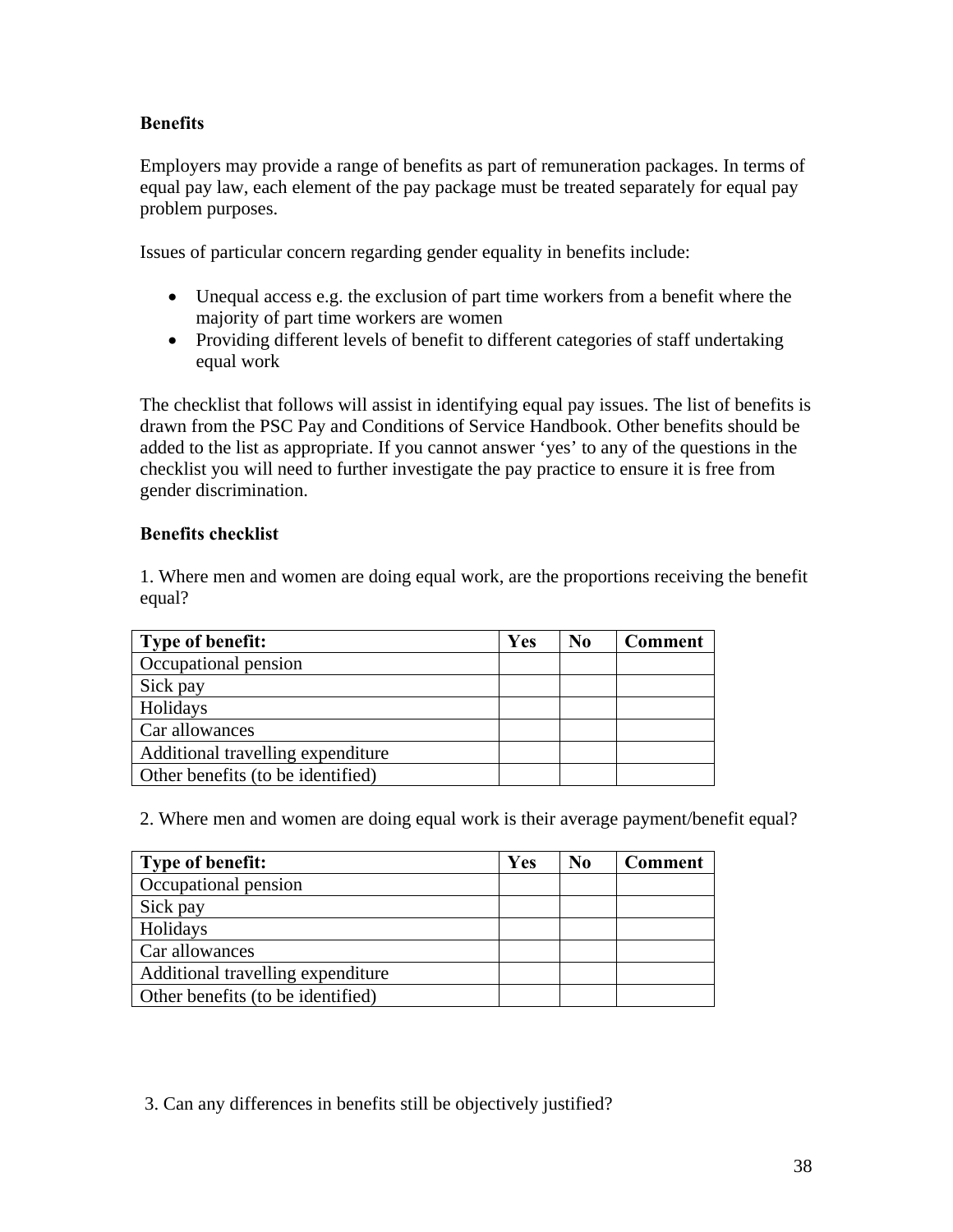### Benefits

Employers may provide a range of benefits as part of remuneration packages. In terms of equal pay law, each element of the pay package must be treated separately for equal pay problem purposes.

Issues of particular concern regarding gender equality in benefits include:

- Unequal access e.g. the exclusion of part time workers from a benefit where the majority of part time workers are women
- Providing different levels of benefit to different categories of staff undertaking equal work

The checklist that follows will assist in identifying equal pay issues. The list of benefits is drawn from the PSC Pay and Conditions of Service Handbook. Other benefits should be added to the list as appropriate. If you cannot answer 'yes' to any of the questions in the checklist you will need to further investigate the pay practice to ensure it is free from gender discrimination.

### Benefits checklist

1. Where men and women are doing equal work, are the proportions receiving the benefit equal?

| Type of benefit: | Yes | No | Comment |
|---|---|---|---|
| Occupational pension | | | |
| Sick pay | | | |
| Holidays | | | |
| Car allowances | | | |
| Additional travelling expenditure | | | |
| Other benefits (to be identified) | | | |

2. Where men and women are doing equal work is their average payment/benefit equal?

| Type of benefit: | Yes | No | Comment |
|---|---|---|---|
| Occupational pension | | | |
| Sick pay | | | |
| Holidays | | | |
| Car allowances | | | |
| Additional travelling expenditure | | | |
| Other benefits (to be identified) | | | |

3. Can any differences in benefits still be objectively justified?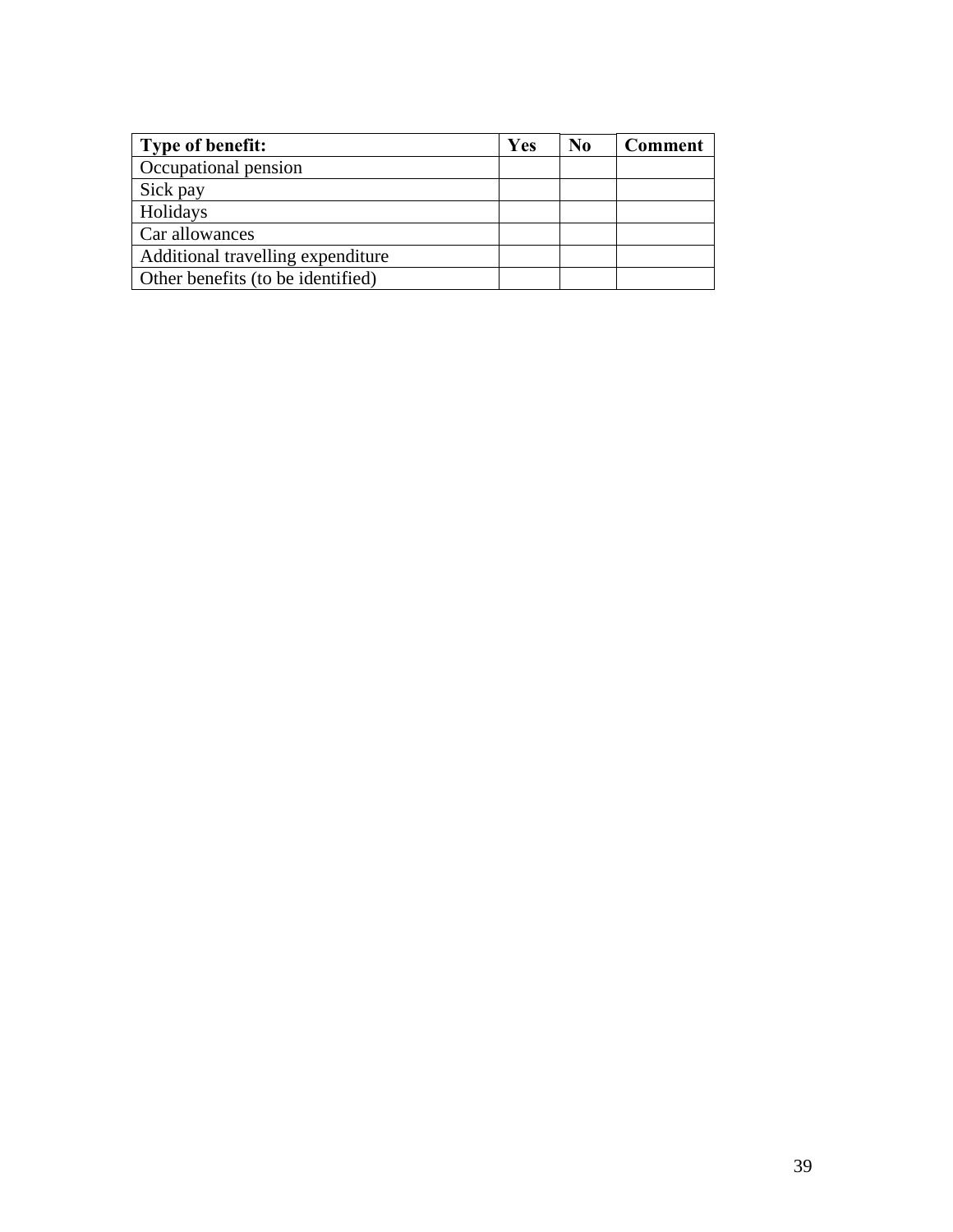| **Type of benefit:** | **Yes** | **No** | **Comment** |
|---|---|---|---|
| Occupational pension | | | |
| Sick pay | | | |
| Holidays | | | |
| Car allowances | | | |
| Additional travelling expenditure | | | |
| Other benefits (to be identified) | | | |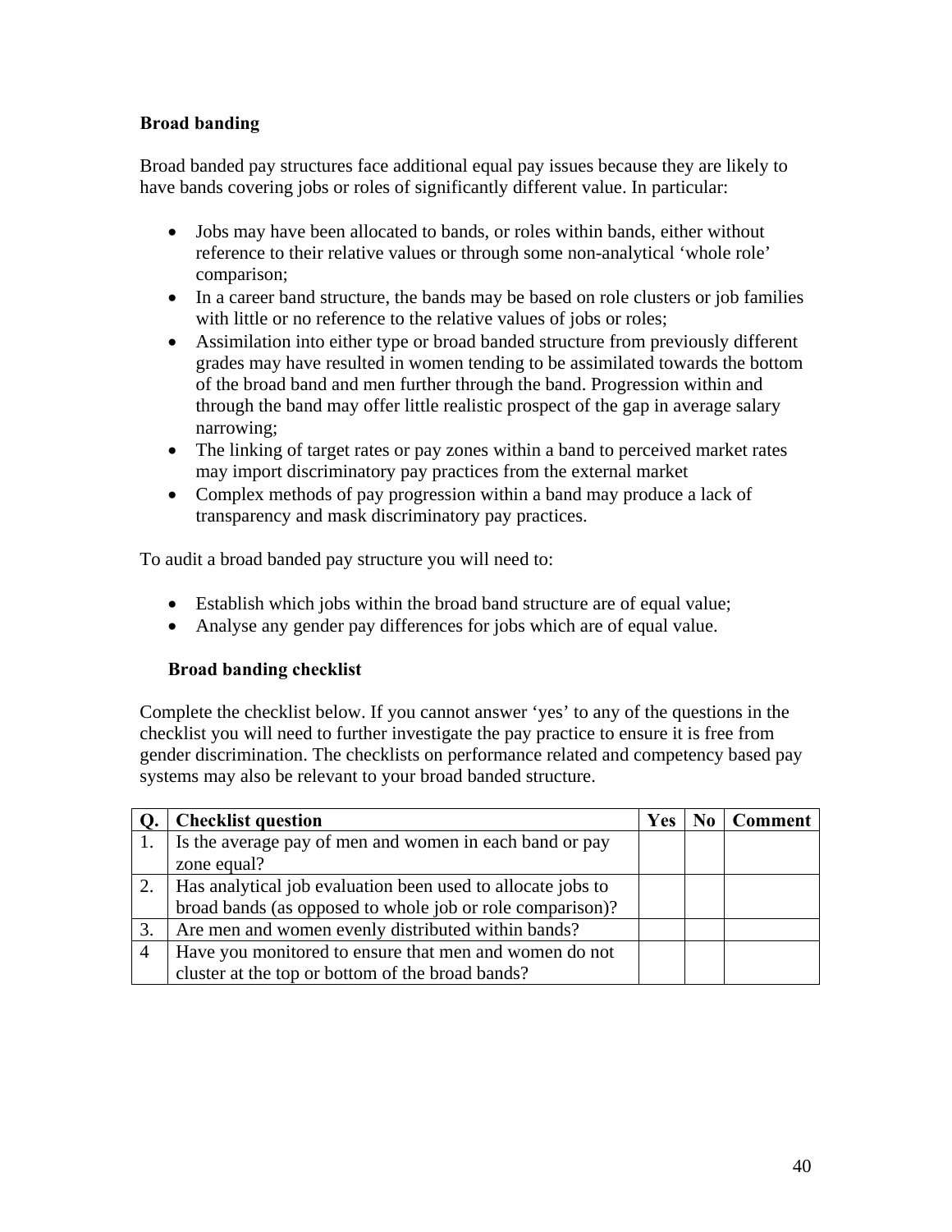## Broad banding

Broad banded pay structures face additional equal pay issues because they are likely to have bands covering jobs or roles of significantly different value. In particular:

- Jobs may have been allocated to bands, or roles within bands, either without reference to their relative values or through some non-analytical 'whole role' comparison;
- In a career band structure, the bands may be based on role clusters or job families with little or no reference to the relative values of jobs or roles;
- Assimilation into either type or broad banded structure from previously different grades may have resulted in women tending to be assimilated towards the bottom of the broad band and men further through the band. Progression within and through the band may offer little realistic prospect of the gap in average salary narrowing;
- The linking of target rates or pay zones within a band to perceived market rates may import discriminatory pay practices from the external market
- Complex methods of pay progression within a band may produce a lack of transparency and mask discriminatory pay practices.

To audit a broad banded pay structure you will need to:

- Establish which jobs within the broad band structure are of equal value;
- Analyse any gender pay differences for jobs which are of equal value.

### Broad banding checklist

Complete the checklist below. If you cannot answer 'yes' to any of the questions in the checklist you will need to further investigate the pay practice to ensure it is free from gender discrimination. The checklists on performance related and competency based pay systems may also be relevant to your broad banded structure.

| Q. | Checklist question | Yes | No | Comment |
|---|---|---|---|---|
| 1. | Is the average pay of men and women in each band or pay zone equal? | | | |
| 2. | Has analytical job evaluation been used to allocate jobs to broad bands (as opposed to whole job or role comparison)? | | | |
| 3. | Are men and women evenly distributed within bands? | | | |
| 4 | Have you monitored to ensure that men and women do not cluster at the top or bottom of the broad bands? | | | |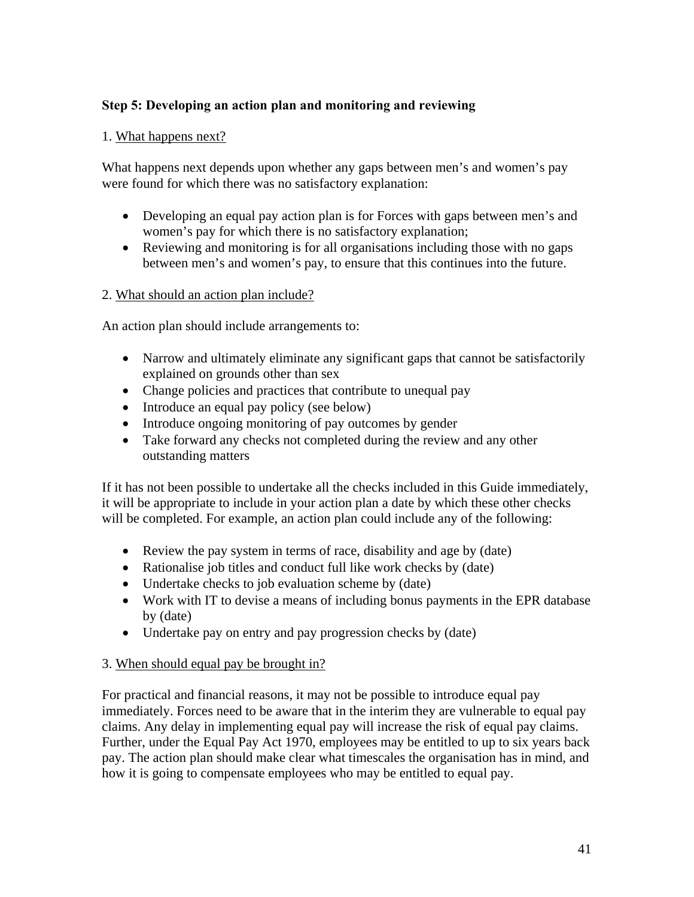**Step 5: Developing an action plan and monitoring and reviewing**

1. What happens next?

What happens next depends upon whether any gaps between men's and women's pay were found for which there was no satisfactory explanation:

- Developing an equal pay action plan is for Forces with gaps between men's and women's pay for which there is no satisfactory explanation;
- Reviewing and monitoring is for all organisations including those with no gaps between men's and women's pay, to ensure that this continues into the future.

2. What should an action plan include?

An action plan should include arrangements to:

- Narrow and ultimately eliminate any significant gaps that cannot be satisfactorily explained on grounds other than sex
- Change policies and practices that contribute to unequal pay
- Introduce an equal pay policy (see below)
- Introduce ongoing monitoring of pay outcomes by gender
- Take forward any checks not completed during the review and any other outstanding matters

If it has not been possible to undertake all the checks included in this Guide immediately, it will be appropriate to include in your action plan a date by which these other checks will be completed. For example, an action plan could include any of the following:

- Review the pay system in terms of race, disability and age by (date)
- Rationalise job titles and conduct full like work checks by (date)
- Undertake checks to job evaluation scheme by (date)
- Work with IT to devise a means of including bonus payments in the EPR database by (date)
- Undertake pay on entry and pay progression checks by (date)

3. When should equal pay be brought in?

For practical and financial reasons, it may not be possible to introduce equal pay immediately. Forces need to be aware that in the interim they are vulnerable to equal pay claims. Any delay in implementing equal pay will increase the risk of equal pay claims. Further, under the Equal Pay Act 1970, employees may be entitled to up to six years back pay. The action plan should make clear what timescales the organisation has in mind, and how it is going to compensate employees who may be entitled to equal pay.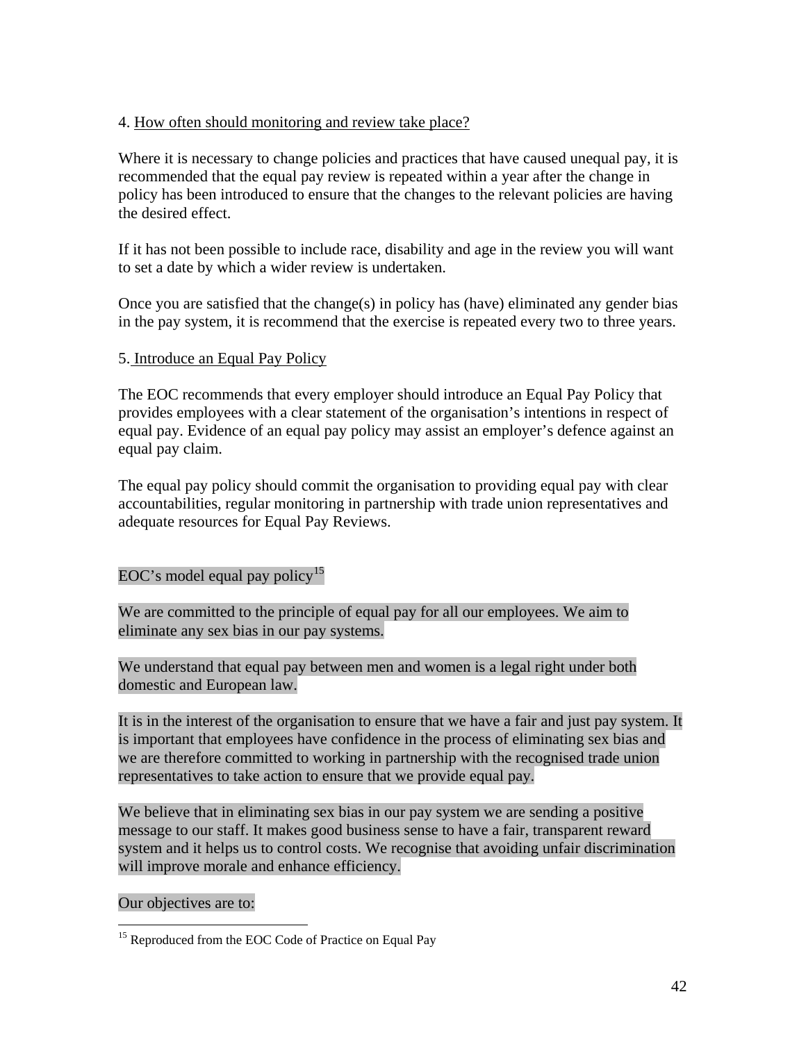4. How often should monitoring and review take place?

Where it is necessary to change policies and practices that have caused unequal pay, it is recommended that the equal pay review is repeated within a year after the change in policy has been introduced to ensure that the changes to the relevant policies are having the desired effect.

If it has not been possible to include race, disability and age in the review you will want to set a date by which a wider review is undertaken.

Once you are satisfied that the change(s) in policy has (have) eliminated any gender bias in the pay system, it is recommend that the exercise is repeated every two to three years.

5. Introduce an Equal Pay Policy

The EOC recommends that every employer should introduce an Equal Pay Policy that provides employees with a clear statement of the organisation's intentions in respect of equal pay. Evidence of an equal pay policy may assist an employer's defence against an equal pay claim.

The equal pay policy should commit the organisation to providing equal pay with clear accountabilities, regular monitoring in partnership with trade union representatives and adequate resources for Equal Pay Reviews.

EOC's model equal pay policy[15]

We are committed to the principle of equal pay for all our employees. We aim to eliminate any sex bias in our pay systems.

We understand that equal pay between men and women is a legal right under both domestic and European law.

It is in the interest of the organisation to ensure that we have a fair and just pay system. It is important that employees have confidence in the process of eliminating sex bias and we are therefore committed to working in partnership with the recognised trade union representatives to take action to ensure that we provide equal pay.

We believe that in eliminating sex bias in our pay system we are sending a positive message to our staff. It makes good business sense to have a fair, transparent reward system and it helps us to control costs. We recognise that avoiding unfair discrimination will improve morale and enhance efficiency.

Our objectives are to:

[15] Reproduced from the EOC Code of Practice on Equal Pay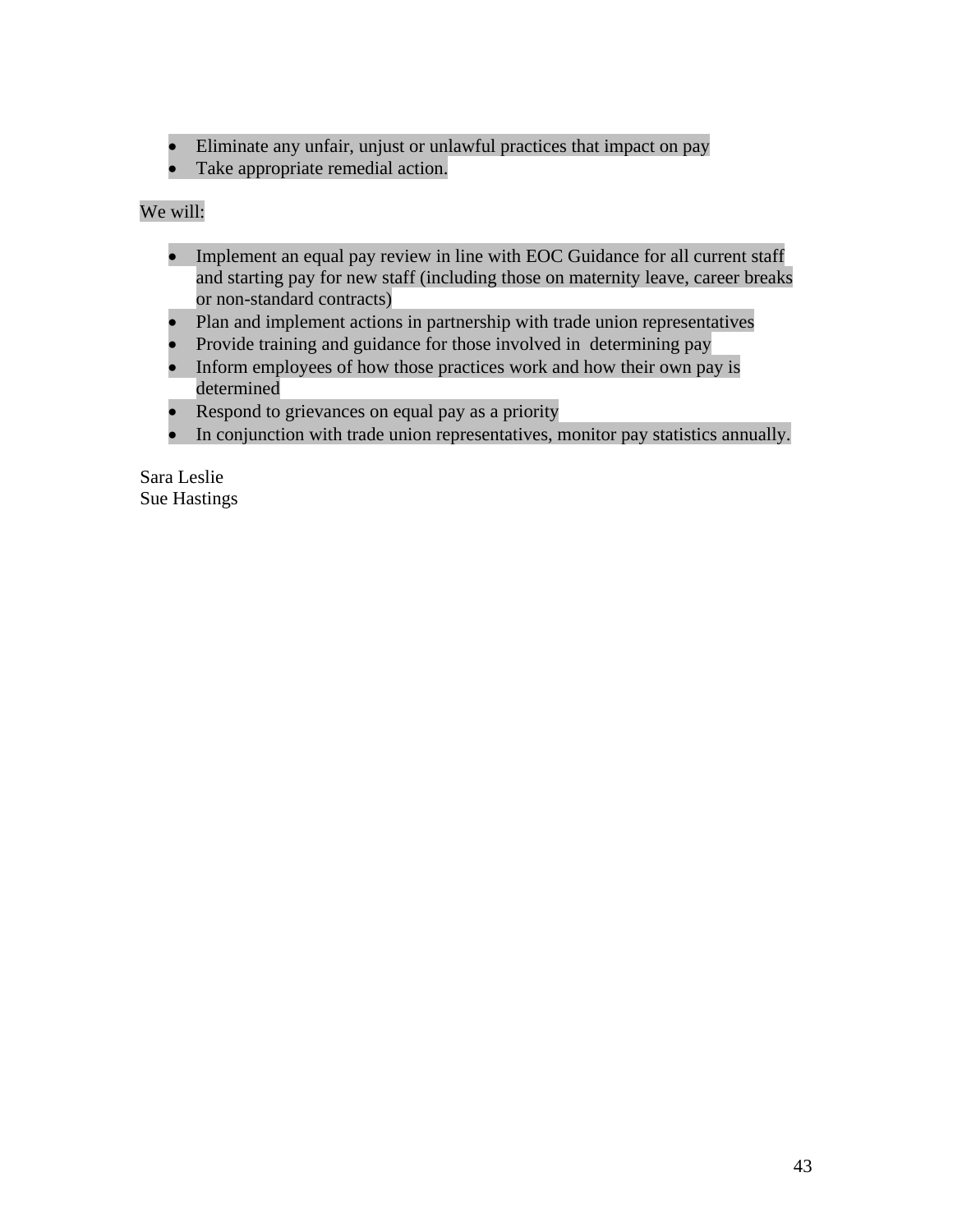- Eliminate any unfair, unjust or unlawful practices that impact on pay
- Take appropriate remedial action.

We will:

- Implement an equal pay review in line with EOC Guidance for all current staff and starting pay for new staff (including those on maternity leave, career breaks or non-standard contracts)
- Plan and implement actions in partnership with trade union representatives
- Provide training and guidance for those involved in determining pay
- Inform employees of how those practices work and how their own pay is determined
- Respond to grievances on equal pay as a priority
- In conjunction with trade union representatives, monitor pay statistics annually.

Sara Leslie
Sue Hastings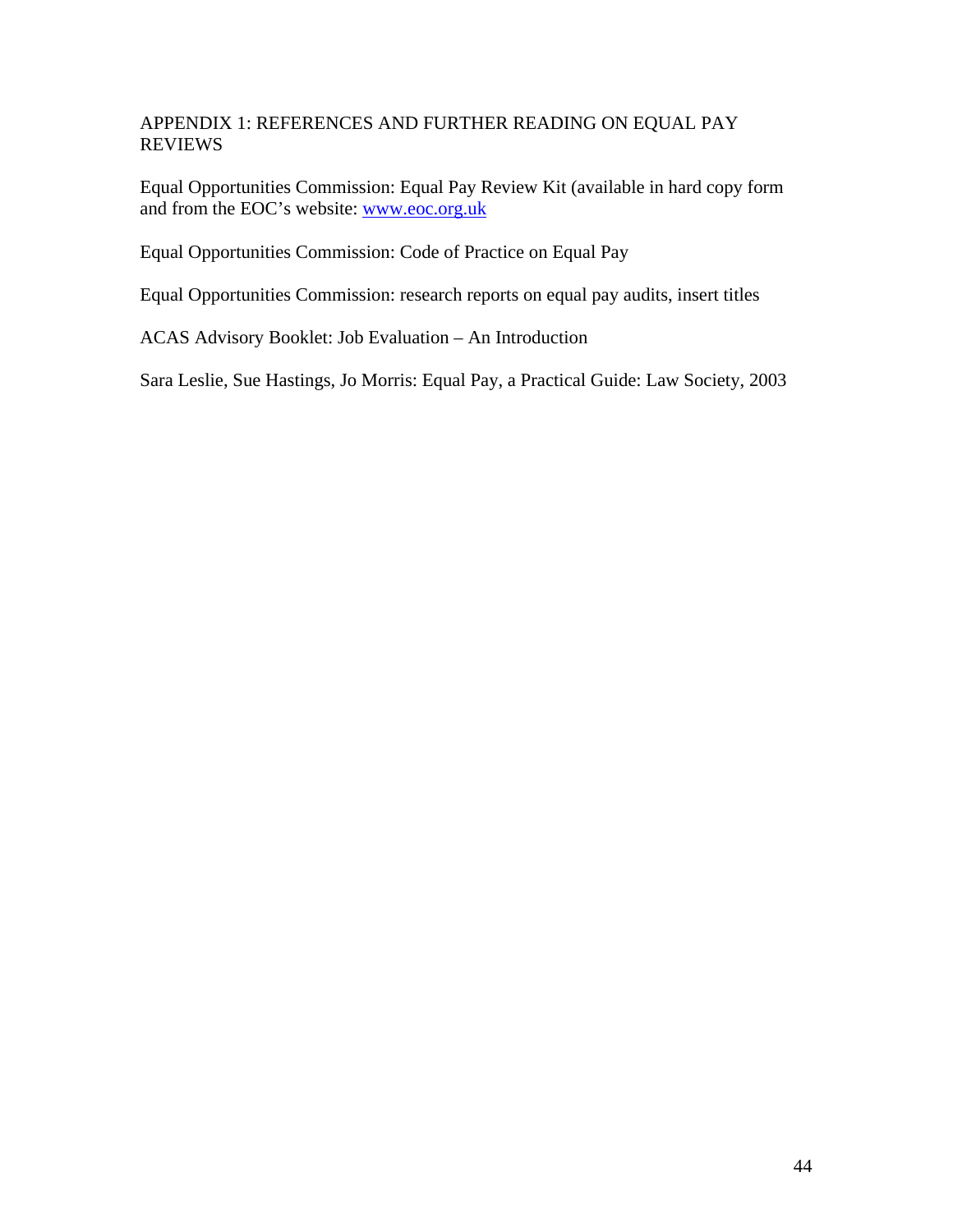# APPENDIX 1: REFERENCES AND FURTHER READING ON EQUAL PAY REVIEWS

Equal Opportunities Commission: Equal Pay Review Kit (available in hard copy form and from the EOC's website: [www.eoc.org.uk](http://www.eoc.org.uk)

Equal Opportunities Commission: Code of Practice on Equal Pay

Equal Opportunities Commission: research reports on equal pay audits, insert titles

ACAS Advisory Booklet: Job Evaluation – An Introduction

Sara Leslie, Sue Hastings, Jo Morris: Equal Pay, a Practical Guide: Law Society, 2003